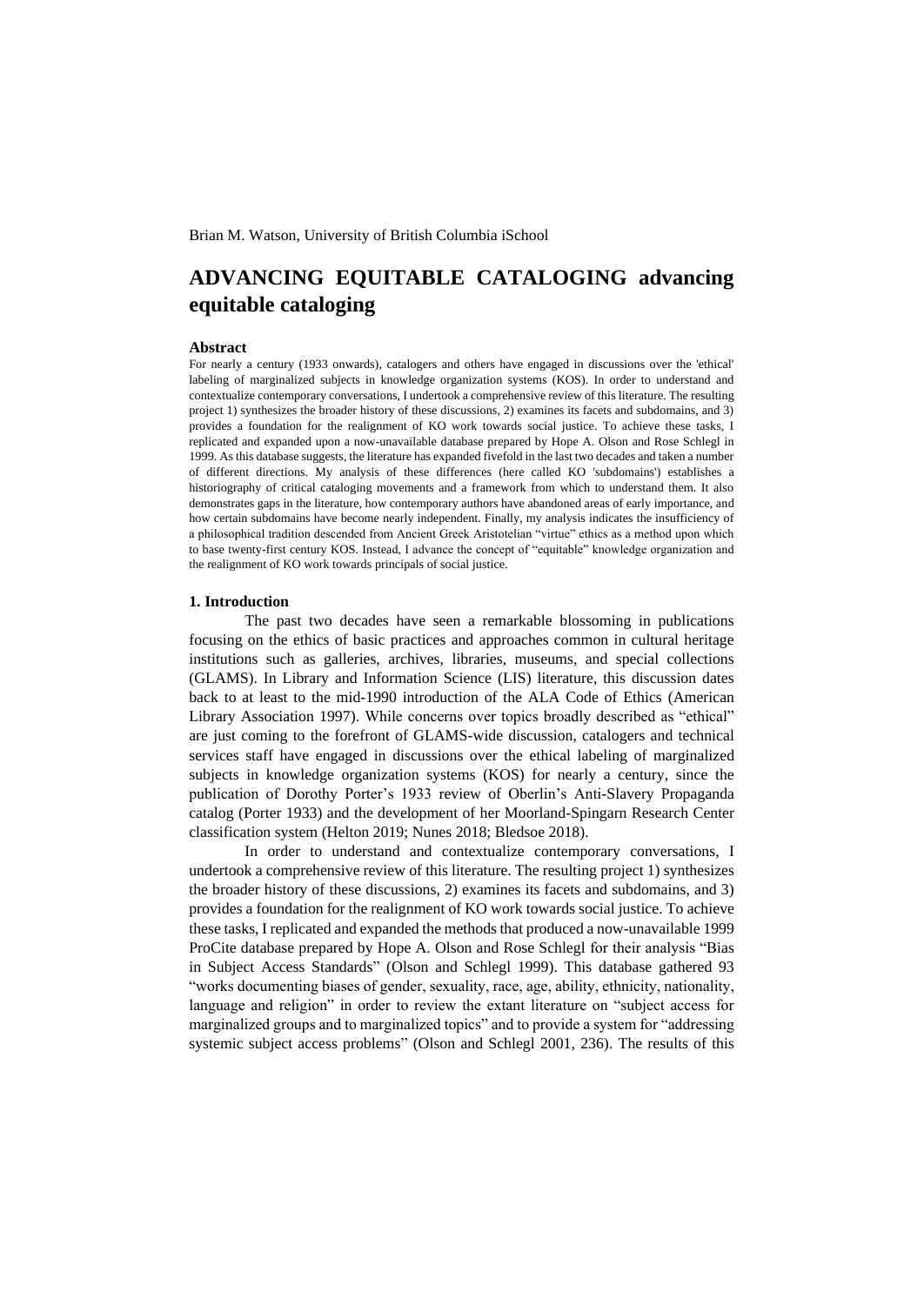Brian M. Watson, University of British Columbia iSchool

# ADVANCING EQUITABLE CATALOGING advancing equitable cataloging

### Abstract

For nearly a century (1933 onwards), catalogers and others have engaged in discussions over the 'ethical' labeling of marginalized subjects in knowledge organization systems (KOS). In order to understand and contextualize contemporary conversations, I undertook a comprehensive review of this literature. The resulting project 1) synthesizes the broader history of these discussions, 2) examines its facets and subdomains, and 3) provides a foundation for the realignment of KO work towards social justice. To achieve these tasks, I replicated and expanded upon a now-unavailable database prepared by Hope A. Olson and Rose Schlegl in 1999. As this database suggests, the literature has expanded fivefold in the last two decades and taken a number of different directions. My analysis of these differences (here called KO 'subdomains') establishes a historiography of critical cataloging movements and a framework from which to understand them. It also demonstrates gaps in the literature, how contemporary authors have abandoned areas of early importance, and how certain subdomains have become nearly independent. Finally, my analysis indicates the insufficiency of a philosophical tradition descended from Ancient Greek Aristotelian "virtue" ethics as a method upon which to base twenty-first century KOS. Instead, I advance the concept of "equitable" knowledge organization and the realignment of KO work towards principals of social justice.

## 1. Introduction

The past two decades have seen a remarkable blossoming in publications focusing on the ethics of basic practices and approaches common in cultural heritage institutions such as galleries, archives, libraries, museums, and special collections (GLAMS). In Library and Information Science (LIS) literature, this discussion dates back to at least to the mid-1990 introduction of the ALA Code of Ethics (American Library Association 1997). While concerns over topics broadly described as "ethical" are just coming to the forefront of GLAMS-wide discussion, catalogers and technical services staff have engaged in discussions over the ethical labeling of marginalized subjects in knowledge organization systems (KOS) for nearly a century, since the publication of Dorothy Porter's 1933 review of Oberlin's Anti-Slavery Propaganda catalog (Porter 1933) and the development of her Moorland-Spingarn Research Center classification system (Helton 2019; Nunes 2018; Bledsoe 2018).

In order to understand and contextualize contemporary conversations, I undertook a comprehensive review of this literature. The resulting project 1) synthesizes the broader history of these discussions, 2) examines its facets and subdomains, and 3) provides a foundation for the realignment of KO work towards social justice. To achieve these tasks, I replicated and expanded the methods that produced a now-unavailable 1999 ProCite database prepared by Hope A. Olson and Rose Schlegl for their analysis "Bias in Subject Access Standards" (Olson and Schlegl 1999). This database gathered 93 "works documenting biases of gender, sexuality, race, age, ability, ethnicity, nationality, language and religion" in order to review the extant literature on "subject access for marginalized groups and to marginalized topics" and to provide a system for "addressing systemic subject access problems" (Olson and Schlegl 2001, 236). The results of this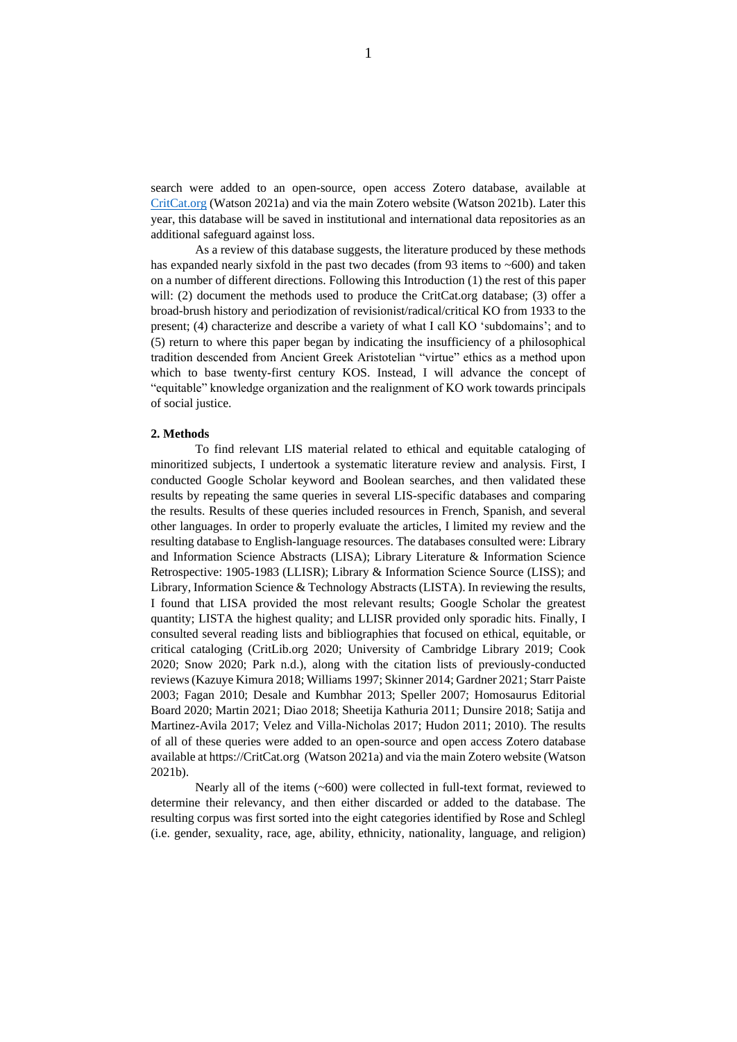search were added to an open-source, open access Zotero database, available at [CritCat.org](https://CritCat.org) (Watson 2021a) and via the main Zotero website (Watson 2021b). Later this year, this database will be saved in institutional and international data repositories as an additional safeguard against loss.

As a review of this database suggests, the literature produced by these methods has expanded nearly sixfold in the past two decades (from 93 items to ~600) and taken on a number of different directions. Following this Introduction (1) the rest of this paper will: (2) document the methods used to produce the CritCat.org database; (3) offer a broad-brush history and periodization of revisionist/radical/critical KO from 1933 to the present; (4) characterize and describe a variety of what I call KO 'subdomains'; and to (5) return to where this paper began by indicating the insufficiency of a philosophical tradition descended from Ancient Greek Aristotelian "virtue" ethics as a method upon which to base twenty-first century KOS. Instead, I will advance the concept of "equitable" knowledge organization and the realignment of KO work towards principals of social justice.

**2. Methods**

To find relevant LIS material related to ethical and equitable cataloging of minoritized subjects, I undertook a systematic literature review and analysis. First, I conducted Google Scholar keyword and Boolean searches, and then validated these results by repeating the same queries in several LIS-specific databases and comparing the results. Results of these queries included resources in French, Spanish, and several other languages. In order to properly evaluate the articles, I limited my review and the resulting database to English-language resources. The databases consulted were: Library and Information Science Abstracts (LISA); Library Literature & Information Science Retrospective: 1905-1983 (LLISR); Library & Information Science Source (LISS); and Library, Information Science & Technology Abstracts (LISTA). In reviewing the results, I found that LISA provided the most relevant results; Google Scholar the greatest quantity; LISTA the highest quality; and LLISR provided only sporadic hits. Finally, I consulted several reading lists and bibliographies that focused on ethical, equitable, or critical cataloging (CritLib.org 2020; University of Cambridge Library 2019; Cook 2020; Snow 2020; Park n.d.), along with the citation lists of previously-conducted reviews (Kazuye Kimura 2018; Williams 1997; Skinner 2014; Gardner 2021; Starr Paiste 2003; Fagan 2010; Desale and Kumbhar 2013; Speller 2007; Homosaurus Editorial Board 2020; Martin 2021; Diao 2018; Sheetija Kathuria 2011; Dunsire 2018; Satija and Martinez-Avila 2017; Velez and Villa-Nicholas 2017; Hudon 2011; 2010). The results of all of these queries were added to an open-source and open access Zotero database available at https://CritCat.org (Watson 2021a) and via the main Zotero website (Watson 2021b).

Nearly all of the items (~600) were collected in full-text format, reviewed to determine their relevancy, and then either discarded or added to the database. The resulting corpus was first sorted into the eight categories identified by Rose and Schlegl (i.e. gender, sexuality, race, age, ability, ethnicity, nationality, language, and religion)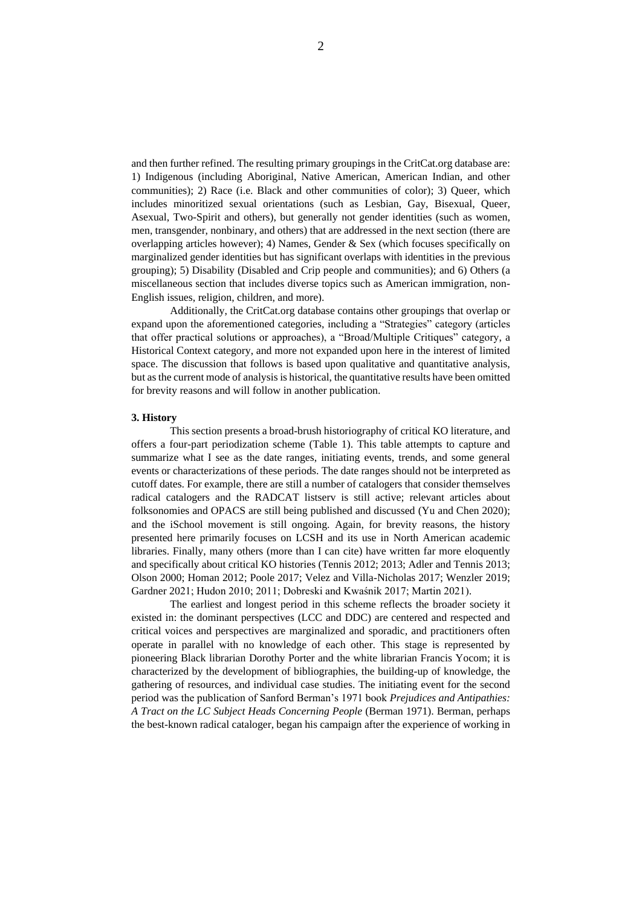and then further refined. The resulting primary groupings in the CritCat.org database are: 1) Indigenous (including Aboriginal, Native American, American Indian, and other communities); 2) Race (i.e. Black and other communities of color); 3) Queer, which includes minoritized sexual orientations (such as Lesbian, Gay, Bisexual, Queer, Asexual, Two-Spirit and others), but generally not gender identities (such as women, men, transgender, nonbinary, and others) that are addressed in the next section (there are overlapping articles however); 4) Names, Gender & Sex (which focuses specifically on marginalized gender identities but has significant overlaps with identities in the previous grouping); 5) Disability (Disabled and Crip people and communities); and 6) Others (a miscellaneous section that includes diverse topics such as American immigration, non-English issues, religion, children, and more).

Additionally, the CritCat.org database contains other groupings that overlap or expand upon the aforementioned categories, including a "Strategies" category (articles that offer practical solutions or approaches), a "Broad/Multiple Critiques" category, a Historical Context category, and more not expanded upon here in the interest of limited space. The discussion that follows is based upon qualitative and quantitative analysis, but as the current mode of analysis is historical, the quantitative results have been omitted for brevity reasons and will follow in another publication.

**3. History**

This section presents a broad-brush historiography of critical KO literature, and offers a four-part periodization scheme (Table 1). This table attempts to capture and summarize what I see as the date ranges, initiating events, trends, and some general events or characterizations of these periods. The date ranges should not be interpreted as cutoff dates. For example, there are still a number of catalogers that consider themselves radical catalogers and the RADCAT listserv is still active; relevant articles about folksonomies and OPACS are still being published and discussed (Yu and Chen 2020); and the iSchool movement is still ongoing. Again, for brevity reasons, the history presented here primarily focuses on LCSH and its use in North American academic libraries. Finally, many others (more than I can cite) have written far more eloquently and specifically about critical KO histories (Tennis 2012; 2013; Adler and Tennis 2013; Olson 2000; Homan 2012; Poole 2017; Velez and Villa-Nicholas 2017; Wenzler 2019; Gardner 2021; Hudon 2010; 2011; Dobreski and Kwaśnik 2017; Martin 2021).

The earliest and longest period in this scheme reflects the broader society it existed in: the dominant perspectives (LCC and DDC) are centered and respected and critical voices and perspectives are marginalized and sporadic, and practitioners often operate in parallel with no knowledge of each other. This stage is represented by pioneering Black librarian Dorothy Porter and the white librarian Francis Yocom; it is characterized by the development of bibliographies, the building-up of knowledge, the gathering of resources, and individual case studies. The initiating event for the second period was the publication of Sanford Berman's 1971 book *Prejudices and Antipathies: A Tract on the LC Subject Heads Concerning People* (Berman 1971). Berman, perhaps the best-known radical cataloger, began his campaign after the experience of working in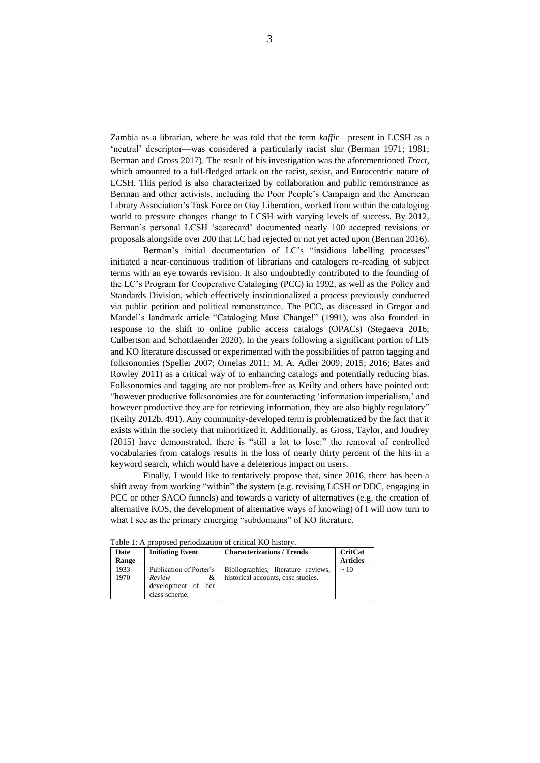Zambia as a librarian, where he was told that the term *kaffir*—present in LCSH as a 'neutral' descriptor—was considered a particularly racist slur (Berman 1971; 1981; Berman and Gross 2017). The result of his investigation was the aforementioned *Tract*, which amounted to a full-fledged attack on the racist, sexist, and Eurocentric nature of LCSH. This period is also characterized by collaboration and public remonstrance as Berman and other activists, including the Poor People's Campaign and the American Library Association's Task Force on Gay Liberation, worked from within the cataloging world to pressure changes change to LCSH with varying levels of success. By 2012, Berman's personal LCSH 'scorecard' documented nearly 100 accepted revisions or proposals alongside over 200 that LC had rejected or not yet acted upon (Berman 2016).

Berman's initial documentation of LC's "insidious labelling processes" initiated a near-continuous tradition of librarians and catalogers re-reading of subject terms with an eye towards revision. It also undoubtedly contributed to the founding of the LC's Program for Cooperative Cataloging (PCC) in 1992, as well as the Policy and Standards Division, which effectively institutionalized a process previously conducted via public petition and political remonstrance. The PCC, as discussed in Gregor and Mandel's landmark article "Cataloging Must Change!" (1991), was also founded in response to the shift to online public access catalogs (OPACs) (Stegaeva 2016; Culbertson and Schottlaender 2020). In the years following a significant portion of LIS and KO literature discussed or experimented with the possibilities of patron tagging and folksonomies (Speller 2007; Ornelas 2011; M. A. Adler 2009; 2015; 2016; Bates and Rowley 2011) as a critical way of to enhancing catalogs and potentially reducing bias. Folksonomies and tagging are not problem-free as Keilty and others have pointed out: "however productive folksonomies are for counteracting 'information imperialism,' and however productive they are for retrieving information, they are also highly regulatory" (Keilty 2012b, 491). Any community-developed term is problematized by the fact that it exists within the society that minoritized it. Additionally, as Gross, Taylor, and Joudrey (2015) have demonstrated, there is "still a lot to lose:" the removal of controlled vocabularies from catalogs results in the loss of nearly thirty percent of the hits in a keyword search, which would have a deleterious impact on users.

Finally, I would like to tentatively propose that, since 2016, there has been a shift away from working "within" the system (e.g. revising LCSH or DDC, engaging in PCC or other SACO funnels) and towards a variety of alternatives (e.g. the creation of alternative KOS, the development of alternative ways of knowing) of I will now turn to what I see as the primary emerging "subdomains" of KO literature.

Table 1: A proposed periodization of critical KO history.

| Date Range | Initiating Event | Characterizations / Trends | CritCat Articles |
|---|---|---|---|
| 1933–1970 | Publication of Porter's *Review* & development of her class scheme. | Bibliographies, literature reviews, historical accounts, case studies. | ~ 10 |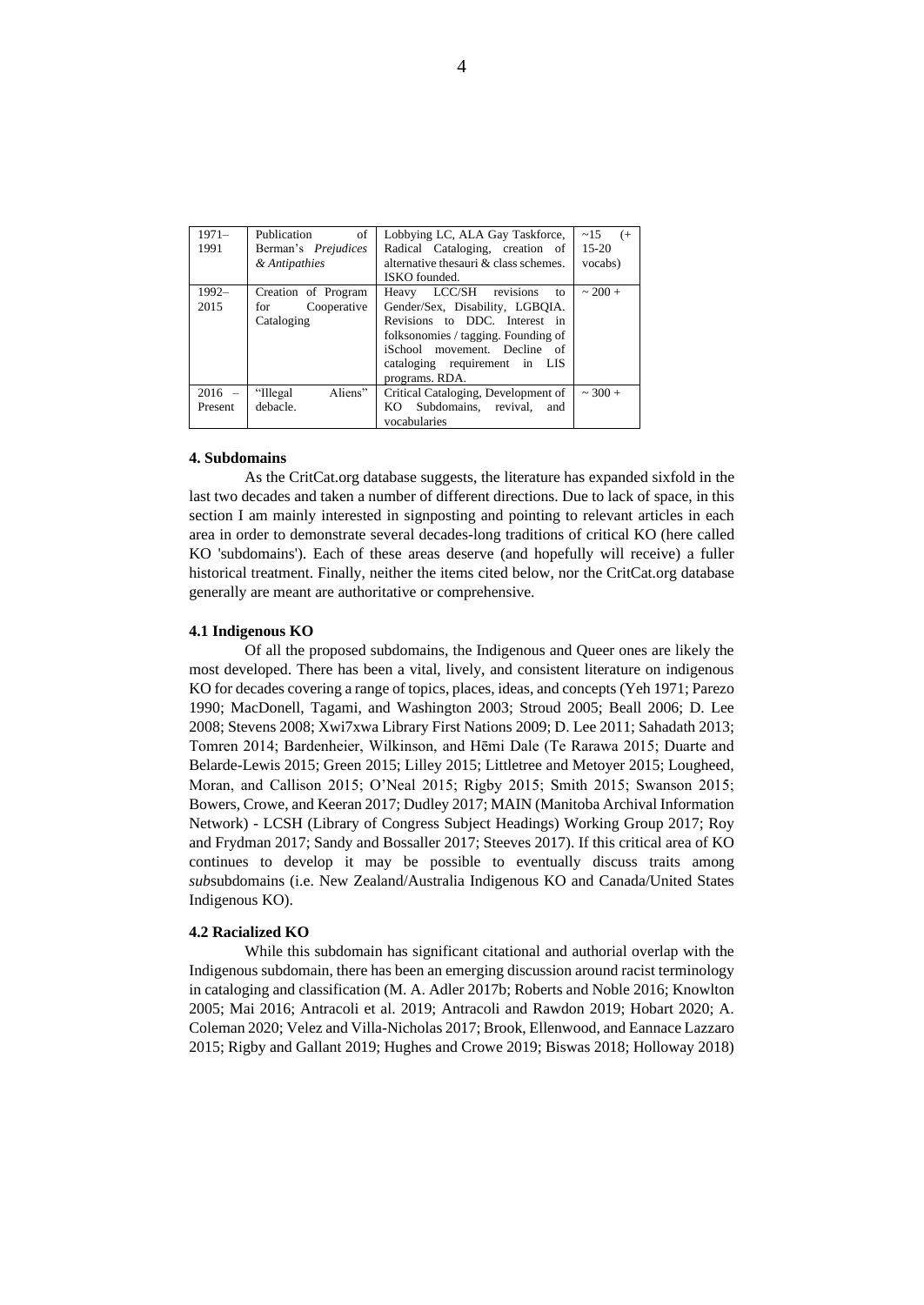| 1971–1991 | Publication of Berman's *Prejudices & Antipathies* | Lobbying LC, ALA Gay Taskforce, Radical Cataloging, creation of alternative thesauri & class schemes. ISKO founded. | ~15 (+ 15-20 vocabs) |
|---|---|---|---|
| 1992–2015 | Creation of Program for Cooperative Cataloging | Heavy LCC/SH revisions to Gender/Sex, Disability, LGBQIA. Revisions to DDC. Interest in folksonomies / tagging. Founding of iSchool movement. Decline of cataloging requirement in LIS programs. RDA. | ~ 200 + |
| 2016 – Present | "Illegal Aliens" debacle. | Critical Cataloging, Development of KO Subdomains, revival, and vocabularies | ~ 300 + |

**4. Subdomains**

As the CritCat.org database suggests, the literature has expanded sixfold in the last two decades and taken a number of different directions. Due to lack of space, in this section I am mainly interested in signposting and pointing to relevant articles in each area in order to demonstrate several decades-long traditions of critical KO (here called KO 'subdomains'). Each of these areas deserve (and hopefully will receive) a fuller historical treatment. Finally, neither the items cited below, nor the CritCat.org database generally are meant are authoritative or comprehensive.

**4.1 Indigenous KO**

Of all the proposed subdomains, the Indigenous and Queer ones are likely the most developed. There has been a vital, lively, and consistent literature on indigenous KO for decades covering a range of topics, places, ideas, and concepts (Yeh 1971; Parezo 1990; MacDonell, Tagami, and Washington 2003; Stroud 2005; Beall 2006; D. Lee 2008; Stevens 2008; Xwi7xwa Library First Nations 2009; D. Lee 2011; Sahadath 2013; Tomren 2014; Bardenheier, Wilkinson, and Hēmi Dale (Te Rarawa 2015; Duarte and Belarde-Lewis 2015; Green 2015; Lilley 2015; Littletree and Metoyer 2015; Lougheed, Moran, and Callison 2015; O'Neal 2015; Rigby 2015; Smith 2015; Swanson 2015; Bowers, Crowe, and Keeran 2017; Dudley 2017; MAIN (Manitoba Archival Information Network) - LCSH (Library of Congress Subject Headings) Working Group 2017; Roy and Frydman 2017; Sandy and Bossaller 2017; Steeves 2017). If this critical area of KO continues to develop it may be possible to eventually discuss traits among *sub*subdomains (i.e. New Zealand/Australia Indigenous KO and Canada/United States Indigenous KO).

**4.2 Racialized KO**

While this subdomain has significant citational and authorial overlap with the Indigenous subdomain, there has been an emerging discussion around racist terminology in cataloging and classification (M. A. Adler 2017b; Roberts and Noble 2016; Knowlton 2005; Mai 2016; Antracoli et al. 2019; Antracoli and Rawdon 2019; Hobart 2020; A. Coleman 2020; Velez and Villa-Nicholas 2017; Brook, Ellenwood, and Eannace Lazzaro 2015; Rigby and Gallant 2019; Hughes and Crowe 2019; Biswas 2018; Holloway 2018)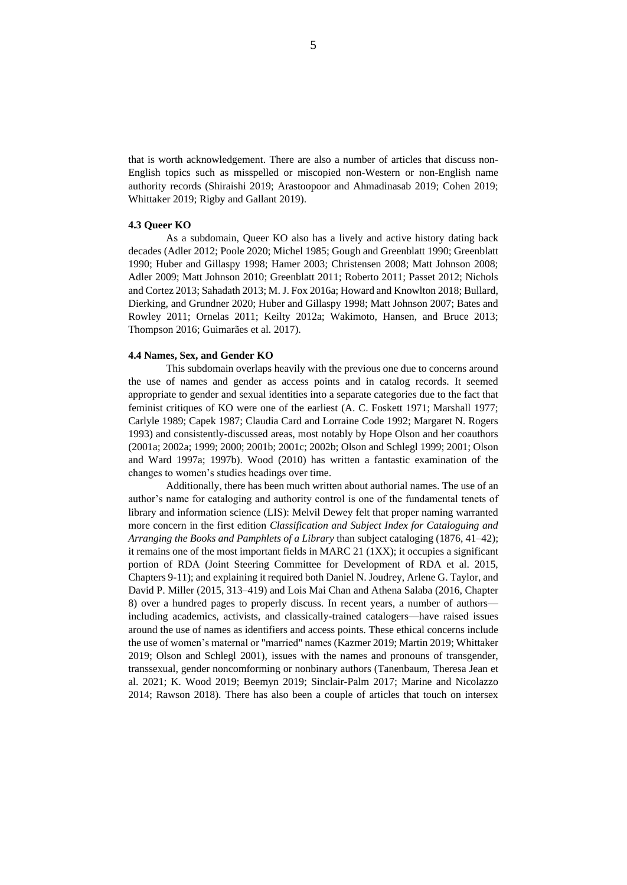that is worth acknowledgement. There are also a number of articles that discuss non-English topics such as misspelled or miscopied non-Western or non-English name authority records (Shiraishi 2019; Arastoopoor and Ahmadinasab 2019; Cohen 2019; Whittaker 2019; Rigby and Gallant 2019).

#### 4.3 Queer KO

As a subdomain, Queer KO also has a lively and active history dating back decades (Adler 2012; Poole 2020; Michel 1985; Gough and Greenblatt 1990; Greenblatt 1990; Huber and Gillaspy 1998; Hamer 2003; Christensen 2008; Matt Johnson 2008; Adler 2009; Matt Johnson 2010; Greenblatt 2011; Roberto 2011; Passet 2012; Nichols and Cortez 2013; Sahadath 2013; M. J. Fox 2016a; Howard and Knowlton 2018; Bullard, Dierking, and Grundner 2020; Huber and Gillaspy 1998; Matt Johnson 2007; Bates and Rowley 2011; Ornelas 2011; Keilty 2012a; Wakimoto, Hansen, and Bruce 2013; Thompson 2016; Guimarães et al. 2017).

#### 4.4 Names, Sex, and Gender KO

This subdomain overlaps heavily with the previous one due to concerns around the use of names and gender as access points and in catalog records. It seemed appropriate to gender and sexual identities into a separate categories due to the fact that feminist critiques of KO were one of the earliest (A. C. Foskett 1971; Marshall 1977; Carlyle 1989; Capek 1987; Claudia Card and Lorraine Code 1992; Margaret N. Rogers 1993) and consistently-discussed areas, most notably by Hope Olson and her coauthors (2001a; 2002a; 1999; 2000; 2001b; 2001c; 2002b; Olson and Schlegl 1999; 2001; Olson and Ward 1997a; 1997b). Wood (2010) has written a fantastic examination of the changes to women's studies headings over time.

Additionally, there has been much written about authorial names. The use of an author's name for cataloging and authority control is one of the fundamental tenets of library and information science (LIS): Melvil Dewey felt that proper naming warranted more concern in the first edition *Classification and Subject Index for Cataloguing and Arranging the Books and Pamphlets of a Library* than subject cataloging (1876, 41–42); it remains one of the most important fields in MARC 21 (1XX); it occupies a significant portion of RDA (Joint Steering Committee for Development of RDA et al. 2015, Chapters 9-11); and explaining it required both Daniel N. Joudrey, Arlene G. Taylor, and David P. Miller (2015, 313–419) and Lois Mai Chan and Athena Salaba (2016, Chapter 8) over a hundred pages to properly discuss. In recent years, a number of authors—including academics, activists, and classically-trained catalogers—have raised issues around the use of names as identifiers and access points. These ethical concerns include the use of women's maternal or "married" names (Kazmer 2019; Martin 2019; Whittaker 2019; Olson and Schlegl 2001), issues with the names and pronouns of transgender, transsexual, gender noncomforming or nonbinary authors (Tanenbaum, Theresa Jean et al. 2021; K. Wood 2019; Beemyn 2019; Sinclair-Palm 2017; Marine and Nicolazzo 2014; Rawson 2018). There has also been a couple of articles that touch on intersex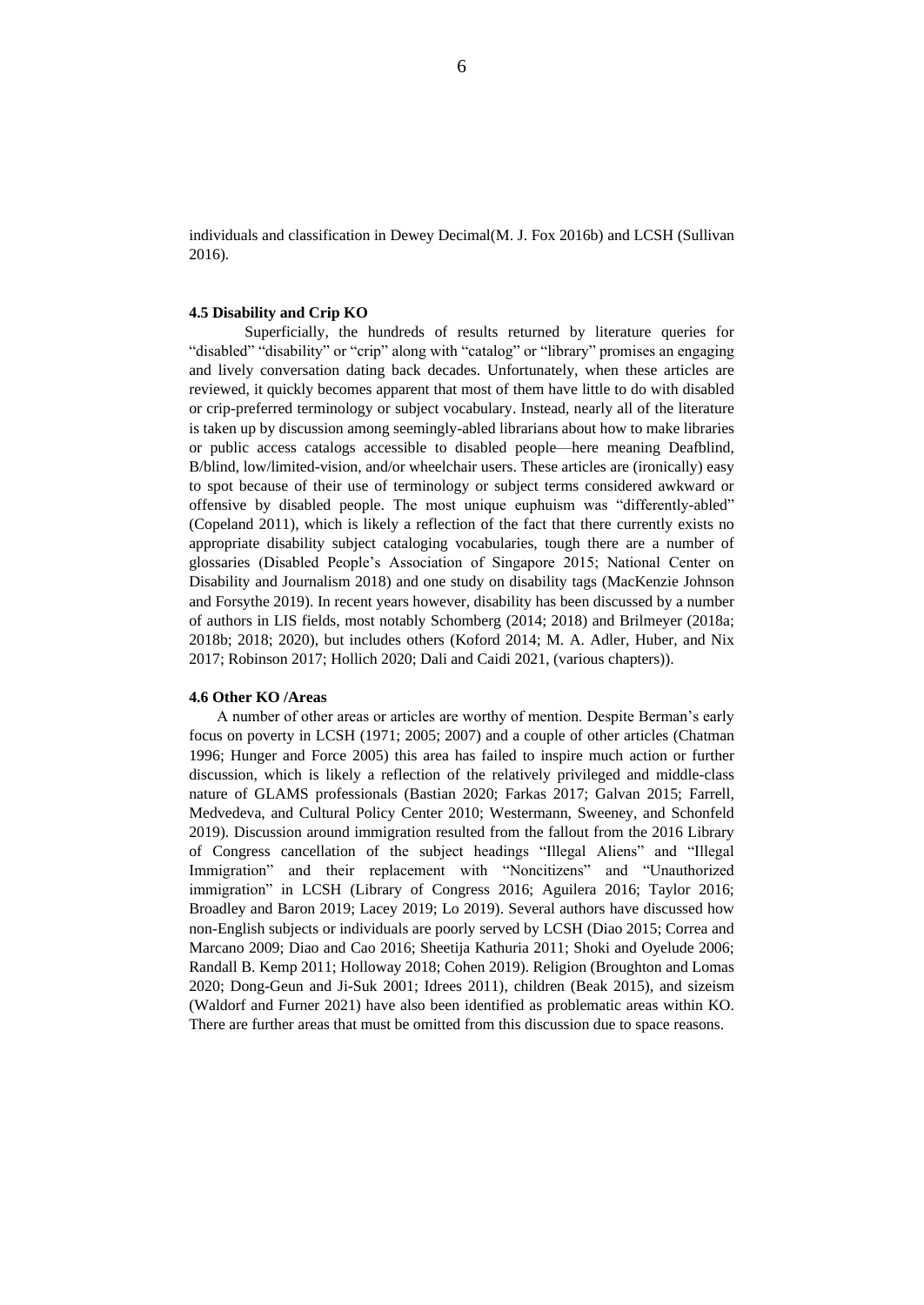individuals and classification in Dewey Decimal(M. J. Fox 2016b) and LCSH (Sullivan 2016).

#### 4.5 Disability and Crip KO

Superficially, the hundreds of results returned by literature queries for "disabled" "disability" or "crip" along with "catalog" or "library" promises an engaging and lively conversation dating back decades. Unfortunately, when these articles are reviewed, it quickly becomes apparent that most of them have little to do with disabled or crip-preferred terminology or subject vocabulary. Instead, nearly all of the literature is taken up by discussion among seemingly-abled librarians about how to make libraries or public access catalogs accessible to disabled people—here meaning Deafblind, B/blind, low/limited-vision, and/or wheelchair users. These articles are (ironically) easy to spot because of their use of terminology or subject terms considered awkward or offensive by disabled people. The most unique euphuism was "differently-abled" (Copeland 2011), which is likely a reflection of the fact that there currently exists no appropriate disability subject cataloging vocabularies, tough there are a number of glossaries (Disabled People's Association of Singapore 2015; National Center on Disability and Journalism 2018) and one study on disability tags (MacKenzie Johnson and Forsythe 2019). In recent years however, disability has been discussed by a number of authors in LIS fields, most notably Schomberg (2014; 2018) and Brilmeyer (2018a; 2018b; 2018; 2020), but includes others (Koford 2014; M. A. Adler, Huber, and Nix 2017; Robinson 2017; Hollich 2020; Dali and Caidi 2021, (various chapters)).

#### 4.6 Other KO /Areas

A number of other areas or articles are worthy of mention. Despite Berman's early focus on poverty in LCSH (1971; 2005; 2007) and a couple of other articles (Chatman 1996; Hunger and Force 2005) this area has failed to inspire much action or further discussion, which is likely a reflection of the relatively privileged and middle-class nature of GLAMS professionals (Bastian 2020; Farkas 2017; Galvan 2015; Farrell, Medvedeva, and Cultural Policy Center 2010; Westermann, Sweeney, and Schonfeld 2019). Discussion around immigration resulted from the fallout from the 2016 Library of Congress cancellation of the subject headings "Illegal Aliens" and "Illegal Immigration" and their replacement with "Noncitizens" and "Unauthorized immigration" in LCSH (Library of Congress 2016; Aguilera 2016; Taylor 2016; Broadley and Baron 2019; Lacey 2019; Lo 2019). Several authors have discussed how non-English subjects or individuals are poorly served by LCSH (Diao 2015; Correa and Marcano 2009; Diao and Cao 2016; Sheetija Kathuria 2011; Shoki and Oyelude 2006; Randall B. Kemp 2011; Holloway 2018; Cohen 2019). Religion (Broughton and Lomas 2020; Dong-Geun and Ji-Suk 2001; Idrees 2011), children (Beak 2015), and sizeism (Waldorf and Furner 2021) have also been identified as problematic areas within KO. There are further areas that must be omitted from this discussion due to space reasons.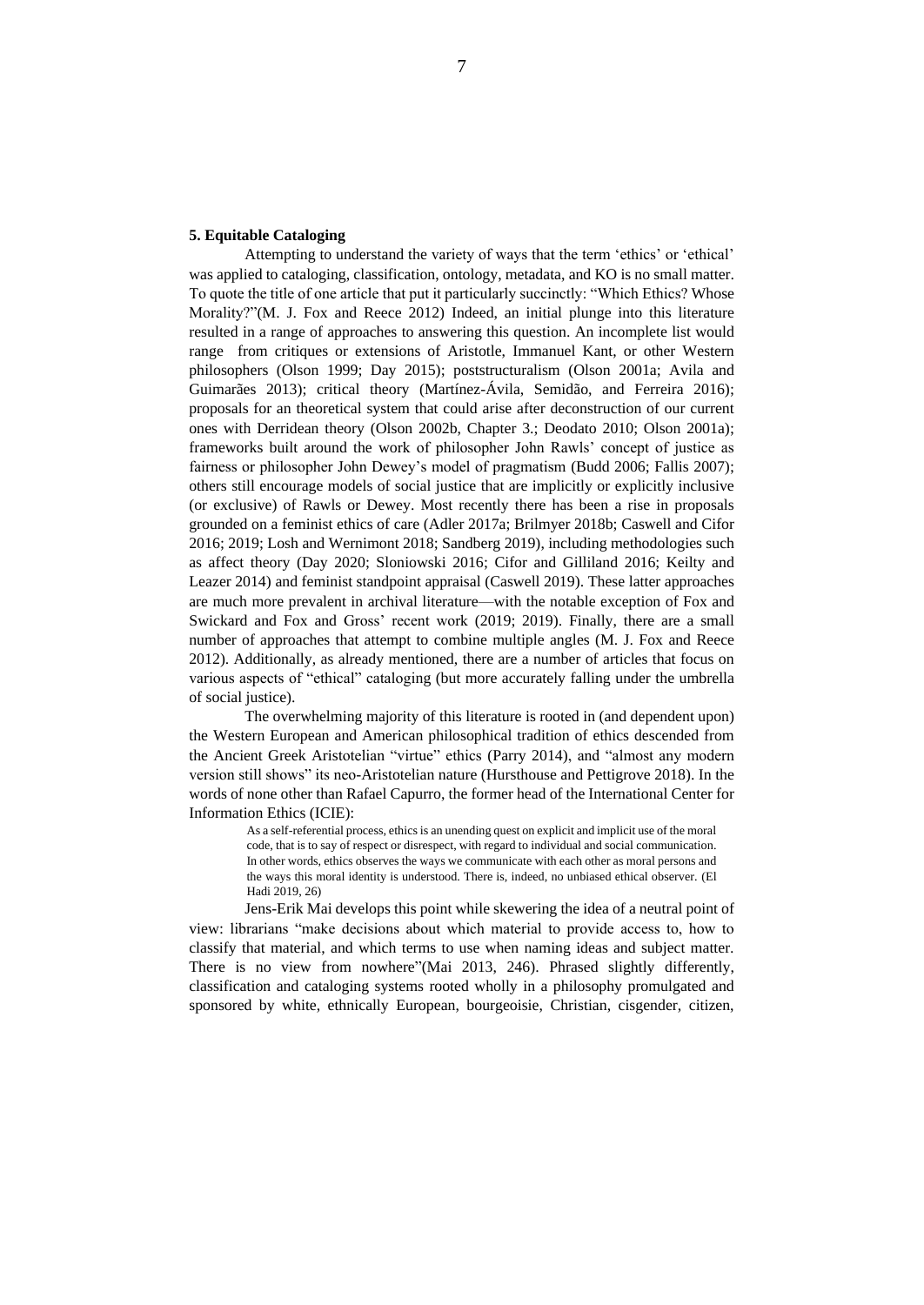### 5. Equitable Cataloging

Attempting to understand the variety of ways that the term 'ethics' or 'ethical' was applied to cataloging, classification, ontology, metadata, and KO is no small matter. To quote the title of one article that put it particularly succinctly: "Which Ethics? Whose Morality?"(M. J. Fox and Reece 2012) Indeed, an initial plunge into this literature resulted in a range of approaches to answering this question. An incomplete list would range from critiques or extensions of Aristotle, Immanuel Kant, or other Western philosophers (Olson 1999; Day 2015); poststructuralism (Olson 2001a; Avila and Guimarães 2013); critical theory (Martínez-Ávila, Semidão, and Ferreira 2016); proposals for an theoretical system that could arise after deconstruction of our current ones with Derridean theory (Olson 2002b, Chapter 3.; Deodato 2010; Olson 2001a); frameworks built around the work of philosopher John Rawls' concept of justice as fairness or philosopher John Dewey's model of pragmatism (Budd 2006; Fallis 2007); others still encourage models of social justice that are implicitly or explicitly inclusive (or exclusive) of Rawls or Dewey. Most recently there has been a rise in proposals grounded on a feminist ethics of care (Adler 2017a; Brilmyer 2018b; Caswell and Cifor 2016; 2019; Losh and Wernimont 2018; Sandberg 2019), including methodologies such as affect theory (Day 2020; Sloniowski 2016; Cifor and Gilliland 2016; Keilty and Leazer 2014) and feminist standpoint appraisal (Caswell 2019). These latter approaches are much more prevalent in archival literature—with the notable exception of Fox and Swickard and Fox and Gross' recent work (2019; 2019). Finally, there are a small number of approaches that attempt to combine multiple angles (M. J. Fox and Reece 2012). Additionally, as already mentioned, there are a number of articles that focus on various aspects of "ethical" cataloging (but more accurately falling under the umbrella of social justice).

The overwhelming majority of this literature is rooted in (and dependent upon) the Western European and American philosophical tradition of ethics descended from the Ancient Greek Aristotelian "virtue" ethics (Parry 2014), and "almost any modern version still shows" its neo-Aristotelian nature (Hursthouse and Pettigrove 2018). In the words of none other than Rafael Capurro, the former head of the International Center for Information Ethics (ICIE):

> As a self-referential process, ethics is an unending quest on explicit and implicit use of the moral code, that is to say of respect or disrespect, with regard to individual and social communication. In other words, ethics observes the ways we communicate with each other as moral persons and the ways this moral identity is understood. There is, indeed, no unbiased ethical observer. (El Hadi 2019, 26)

Jens-Erik Mai develops this point while skewering the idea of a neutral point of view: librarians "make decisions about which material to provide access to, how to classify that material, and which terms to use when naming ideas and subject matter. There is no view from nowhere"(Mai 2013, 246). Phrased slightly differently, classification and cataloging systems rooted wholly in a philosophy promulgated and sponsored by white, ethnically European, bourgeoisie, Christian, cisgender, citizen,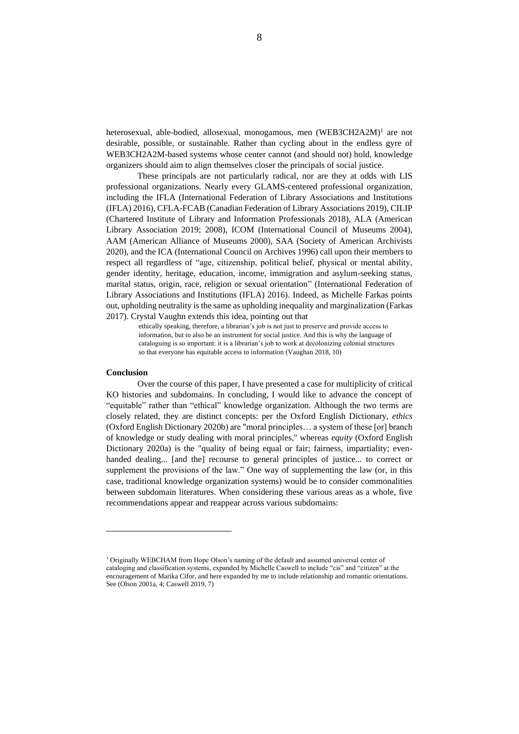heterosexual, able-bodied, allosexual, monogamous, men (WEB3CH2A2M)[1] are not desirable, possible, or sustainable. Rather than cycling about in the endless gyre of WEB3CH2A2M-based systems whose center cannot (and should not) hold, knowledge organizers should aim to align themselves closer the principals of social justice.

These principals are not particularly radical, nor are they at odds with LIS professional organizations. Nearly every GLAMS-centered professional organization, including the IFLA (International Federation of Library Associations and Institutions (IFLA) 2016), CFLA-FCAB (Canadian Federation of Library Associations 2019), CILIP (Chartered Institute of Library and Information Professionals 2018), ALA (American Library Association 2019; 2008), ICOM (International Council of Museums 2004), AAM (American Alliance of Museums 2000), SAA (Society of American Archivists 2020), and the ICA (International Council on Archives 1996) call upon their members to respect all regardless of "age, citizenship, political belief, physical or mental ability, gender identity, heritage, education, income, immigration and asylum-seeking status, marital status, origin, race, religion or sexual orientation" (International Federation of Library Associations and Institutions (IFLA) 2016). Indeed, as Michelle Farkas points out, upholding neutrality is the same as upholding inequality and marginalization (Farkas 2017). Crystal Vaughn extends this idea, pointing out that

> ethically speaking, therefore, a librarian's job is not just to preserve and provide access to information, but to also be an instrument for social justice. And this is why the language of cataloguing is so important: it is a librarian's job to work at decolonizing colonial structures so that everyone has equitable access to information (Vaughan 2018, 10)

**Conclusion**

Over the course of this paper, I have presented a case for multiplicity of critical KO histories and subdomains. In concluding, I would like to advance the concept of "equitable" rather than "ethical" knowledge organization. Although the two terms are closely related, they are distinct concepts: per the Oxford English Dictionary, *ethics* (Oxford English Dictionary 2020b) are "moral principles… a system of these [or] branch of knowledge or study dealing with moral principles," whereas *equity* (Oxford English Dictionary 2020a) is the "quality of being equal or fair; fairness, impartiality; even-handed dealing... [and the] recourse to general principles of justice... to correct or supplement the provisions of the law." One way of supplementing the law (or, in this case, traditional knowledge organization systems) would be to consider commonalities between subdomain literatures. When considering these various areas as a whole, five recommendations appear and reappear across various subdomains:

---

[1] Originally WEBCHAM from Hope Olson's naming of the default and assumed universal center of cataloging and classification systems, expanded by Michelle Caswell to include "cis" and "citizen" at the encouragement of Marika Cifor, and here expanded by me to include relationship and romantic orientations. See (Olson 2001a, 4; Caswell 2019, 7)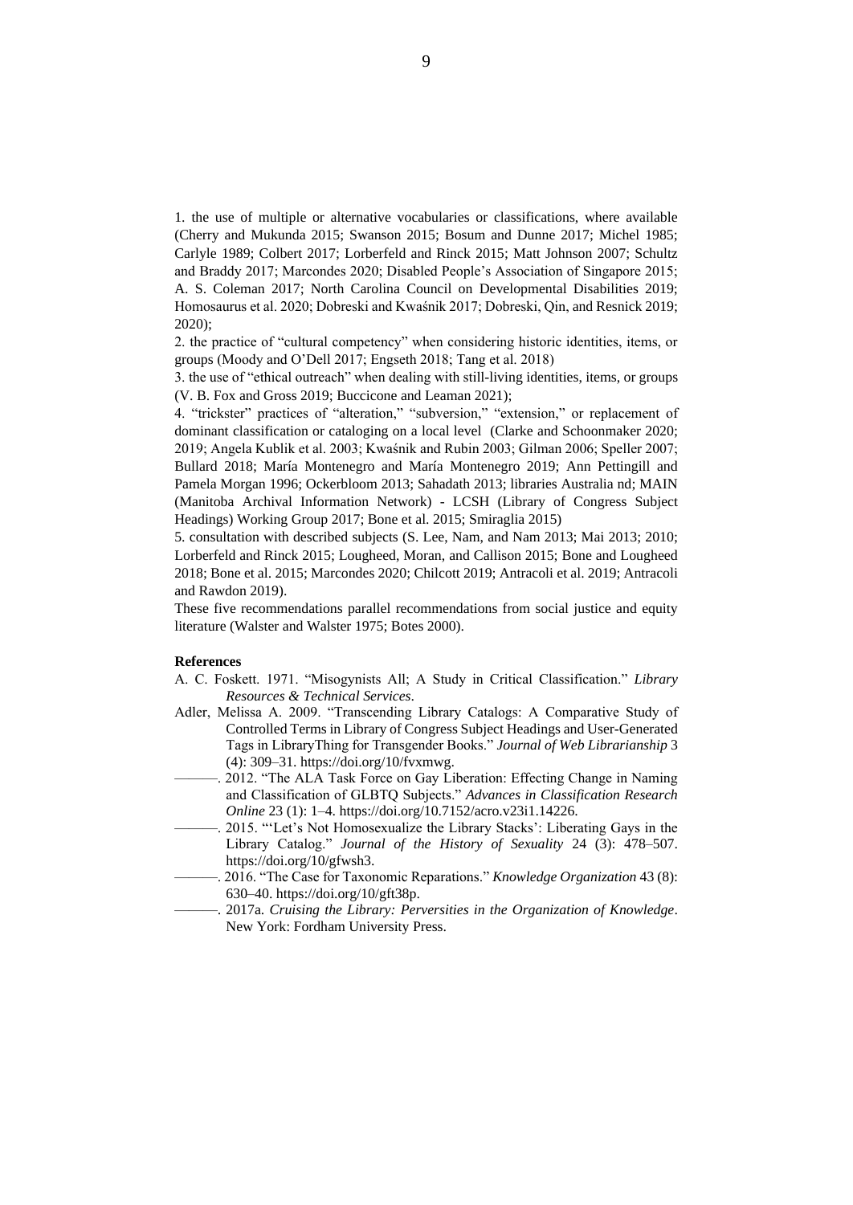1. the use of multiple or alternative vocabularies or classifications, where available (Cherry and Mukunda 2015; Swanson 2015; Bosum and Dunne 2017; Michel 1985; Carlyle 1989; Colbert 2017; Lorberfeld and Rinck 2015; Matt Johnson 2007; Schultz and Braddy 2017; Marcondes 2020; Disabled People's Association of Singapore 2015; A. S. Coleman 2017; North Carolina Council on Developmental Disabilities 2019; Homosaurus et al. 2020; Dobreski and Kwaśnik 2017; Dobreski, Qin, and Resnick 2019; 2020);

2. the practice of "cultural competency" when considering historic identities, items, or groups (Moody and O'Dell 2017; Engseth 2018; Tang et al. 2018)

3. the use of "ethical outreach" when dealing with still-living identities, items, or groups (V. B. Fox and Gross 2019; Buccicone and Leaman 2021);

4. "trickster" practices of "alteration," "subversion," "extension," or replacement of dominant classification or cataloging on a local level (Clarke and Schoonmaker 2020; 2019; Angela Kublik et al. 2003; Kwaśnik and Rubin 2003; Gilman 2006; Speller 2007; Bullard 2018; María Montenegro and María Montenegro 2019; Ann Pettingill and Pamela Morgan 1996; Ockerbloom 2013; Sahadath 2013; libraries Australia nd; MAIN (Manitoba Archival Information Network) - LCSH (Library of Congress Subject Headings) Working Group 2017; Bone et al. 2015; Smiraglia 2015)

5. consultation with described subjects (S. Lee, Nam, and Nam 2013; Mai 2013; 2010; Lorberfeld and Rinck 2015; Lougheed, Moran, and Callison 2015; Bone and Lougheed 2018; Bone et al. 2015; Marcondes 2020; Chilcott 2019; Antracoli et al. 2019; Antracoli and Rawdon 2019).

These five recommendations parallel recommendations from social justice and equity literature (Walster and Walster 1975; Botes 2000).

**References**

A. C. Foskett. 1971. "Misogynists All; A Study in Critical Classification." *Library Resources & Technical Services*.

Adler, Melissa A. 2009. "Transcending Library Catalogs: A Comparative Study of Controlled Terms in Library of Congress Subject Headings and User-Generated Tags in LibraryThing for Transgender Books." *Journal of Web Librarianship* 3 (4): 309–31. https://doi.org/10/fvxmwg.

———. 2012. "The ALA Task Force on Gay Liberation: Effecting Change in Naming and Classification of GLBTQ Subjects." *Advances in Classification Research Online* 23 (1): 1–4. https://doi.org/10.7152/acro.v23i1.14226.

———. 2015. "'Let's Not Homosexualize the Library Stacks': Liberating Gays in the Library Catalog." *Journal of the History of Sexuality* 24 (3): 478–507. https://doi.org/10/gfwsh3.

———. 2016. "The Case for Taxonomic Reparations." *Knowledge Organization* 43 (8): 630–40. https://doi.org/10/gft38p.

———. 2017a. *Cruising the Library: Perversities in the Organization of Knowledge*. New York: Fordham University Press.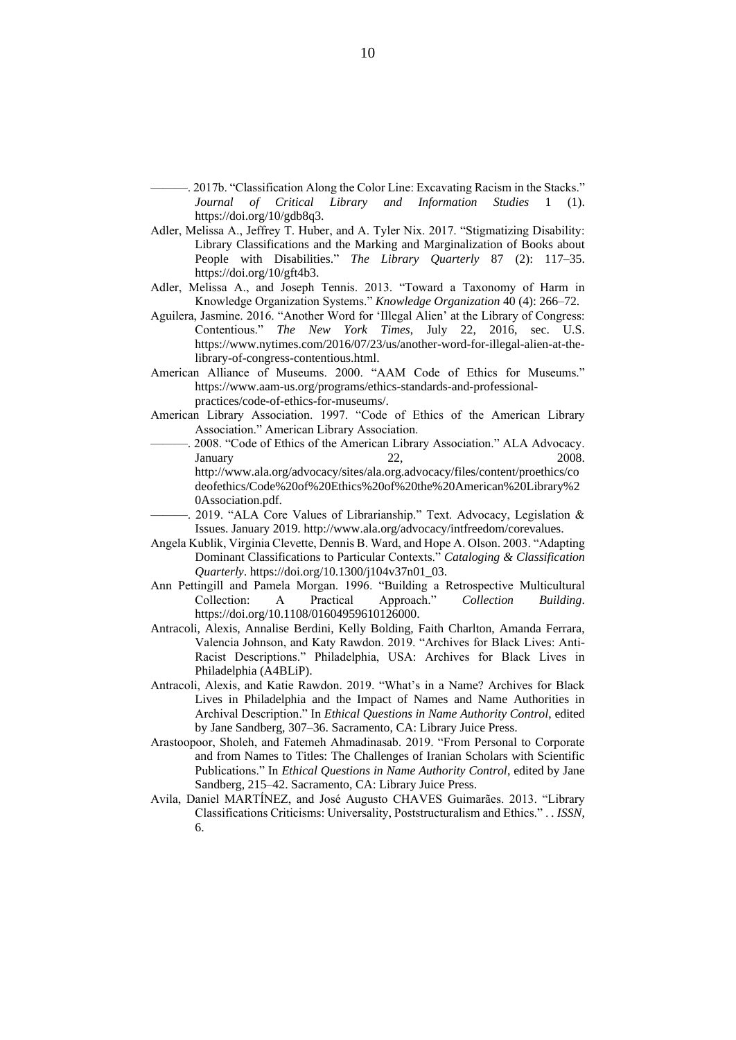———. 2017b. “Classification Along the Color Line: Excavating Racism in the Stacks.” *Journal of Critical Library and Information Studies* 1 (1). https://doi.org/10/gdb8q3.

Adler, Melissa A., Jeffrey T. Huber, and A. Tyler Nix. 2017. “Stigmatizing Disability: Library Classifications and the Marking and Marginalization of Books about People with Disabilities.” *The Library Quarterly* 87 (2): 117–35. https://doi.org/10/gft4b3.

Adler, Melissa A., and Joseph Tennis. 2013. “Toward a Taxonomy of Harm in Knowledge Organization Systems.” *Knowledge Organization* 40 (4): 266–72.

Aguilera, Jasmine. 2016. “Another Word for ‘Illegal Alien’ at the Library of Congress: Contentious.” *The New York Times*, July 22, 2016, sec. U.S. https://www.nytimes.com/2016/07/23/us/another-word-for-illegal-alien-at-the-library-of-congress-contentious.html.

American Alliance of Museums. 2000. “AAM Code of Ethics for Museums.” https://www.aam-us.org/programs/ethics-standards-and-professional-practices/code-of-ethics-for-museums/.

American Library Association. 1997. “Code of Ethics of the American Library Association.” American Library Association.

———. 2008. “Code of Ethics of the American Library Association.” ALA Advocacy. January 22, 2008. http://www.ala.org/advocacy/sites/ala.org.advocacy/files/content/proethics/codeofethics/Code%20of%20Ethics%20of%20the%20American%20Library%20Association.pdf.

———. 2019. “ALA Core Values of Librarianship.” Text. Advocacy, Legislation & Issues. January 2019. http://www.ala.org/advocacy/intfreedom/corevalues.

Angela Kublik, Virginia Clevette, Dennis B. Ward, and Hope A. Olson. 2003. “Adapting Dominant Classifications to Particular Contexts.” *Cataloging & Classification Quarterly*. https://doi.org/10.1300/j104v37n01_03.

Ann Pettingill and Pamela Morgan. 1996. “Building a Retrospective Multicultural Collection: A Practical Approach.” *Collection Building*. https://doi.org/10.1108/01604959610126000.

Antracoli, Alexis, Annalise Berdini, Kelly Bolding, Faith Charlton, Amanda Ferrara, Valencia Johnson, and Katy Rawdon. 2019. “Archives for Black Lives: Anti-Racist Descriptions.” Philadelphia, USA: Archives for Black Lives in Philadelphia (A4BLiP).

Antracoli, Alexis, and Katie Rawdon. 2019. “What’s in a Name? Archives for Black Lives in Philadelphia and the Impact of Names and Name Authorities in Archival Description.” In *Ethical Questions in Name Authority Control*, edited by Jane Sandberg, 307–36. Sacramento, CA: Library Juice Press.

Arastoopoor, Sholeh, and Fatemeh Ahmadinasab. 2019. “From Personal to Corporate and from Names to Titles: The Challenges of Iranian Scholars with Scientific Publications.” In *Ethical Questions in Name Authority Control*, edited by Jane Sandberg, 215–42. Sacramento, CA: Library Juice Press.

Avila, Daniel MARTÍNEZ, and José Augusto CHAVES Guimarães. 2013. “Library Classifications Criticisms: Universality, Poststructuralism and Ethics.” . . *ISSN*, 6.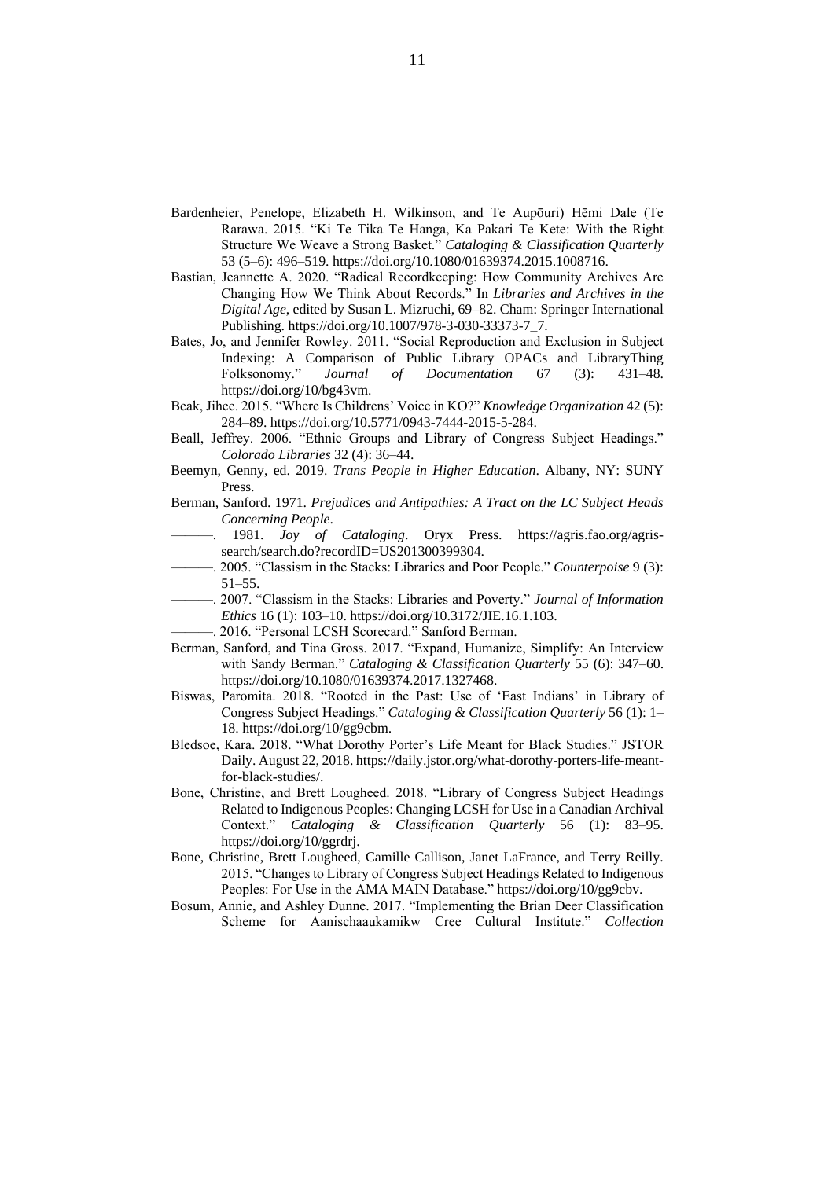Bardenheier, Penelope, Elizabeth H. Wilkinson, and Te Aupōuri) Hēmi Dale (Te Rarawa. 2015. "Ki Te Tika Te Hanga, Ka Pakari Te Kete: With the Right Structure We Weave a Strong Basket." *Cataloging & Classification Quarterly* 53 (5–6): 496–519. https://doi.org/10.1080/01639374.2015.1008716.

Bastian, Jeannette A. 2020. "Radical Recordkeeping: How Community Archives Are Changing How We Think About Records." In *Libraries and Archives in the Digital Age*, edited by Susan L. Mizruchi, 69–82. Cham: Springer International Publishing. https://doi.org/10.1007/978-3-030-33373-7_7.

Bates, Jo, and Jennifer Rowley. 2011. "Social Reproduction and Exclusion in Subject Indexing: A Comparison of Public Library OPACs and LibraryThing Folksonomy." *Journal of Documentation* 67 (3): 431–48. https://doi.org/10/bg43vm.

Beak, Jihee. 2015. "Where Is Childrens' Voice in KO?" *Knowledge Organization* 42 (5): 284–89. https://doi.org/10.5771/0943-7444-2015-5-284.

Beall, Jeffrey. 2006. "Ethnic Groups and Library of Congress Subject Headings." *Colorado Libraries* 32 (4): 36–44.

Beemyn, Genny, ed. 2019. *Trans People in Higher Education*. Albany, NY: SUNY Press.

Berman, Sanford. 1971. *Prejudices and Antipathies: A Tract on the LC Subject Heads Concerning People*.

———. 1981. *Joy of Cataloging*. Oryx Press. https://agris.fao.org/agris-search/search.do?recordID=US201300399304.

———. 2005. "Classism in the Stacks: Libraries and Poor People." *Counterpoise* 9 (3): 51–55.

———. 2007. "Classism in the Stacks: Libraries and Poverty." *Journal of Information Ethics* 16 (1): 103–10. https://doi.org/10.3172/JIE.16.1.103.

———. 2016. "Personal LCSH Scorecard." Sanford Berman.

Berman, Sanford, and Tina Gross. 2017. "Expand, Humanize, Simplify: An Interview with Sandy Berman." *Cataloging & Classification Quarterly* 55 (6): 347–60. https://doi.org/10.1080/01639374.2017.1327468.

Biswas, Paromita. 2018. "Rooted in the Past: Use of 'East Indians' in Library of Congress Subject Headings." *Cataloging & Classification Quarterly* 56 (1): 1–18. https://doi.org/10/gg9cbm.

Bledsoe, Kara. 2018. "What Dorothy Porter's Life Meant for Black Studies." JSTOR Daily. August 22, 2018. https://daily.jstor.org/what-dorothy-porters-life-meant-for-black-studies/.

Bone, Christine, and Brett Lougheed. 2018. "Library of Congress Subject Headings Related to Indigenous Peoples: Changing LCSH for Use in a Canadian Archival Context." *Cataloging & Classification Quarterly* 56 (1): 83–95. https://doi.org/10/ggrdrj.

Bone, Christine, Brett Lougheed, Camille Callison, Janet LaFrance, and Terry Reilly. 2015. "Changes to Library of Congress Subject Headings Related to Indigenous Peoples: For Use in the AMA MAIN Database." https://doi.org/10/gg9cbv.

Bosum, Annie, and Ashley Dunne. 2017. "Implementing the Brian Deer Classification Scheme for Aanischaaukamikw Cree Cultural Institute." *Collection*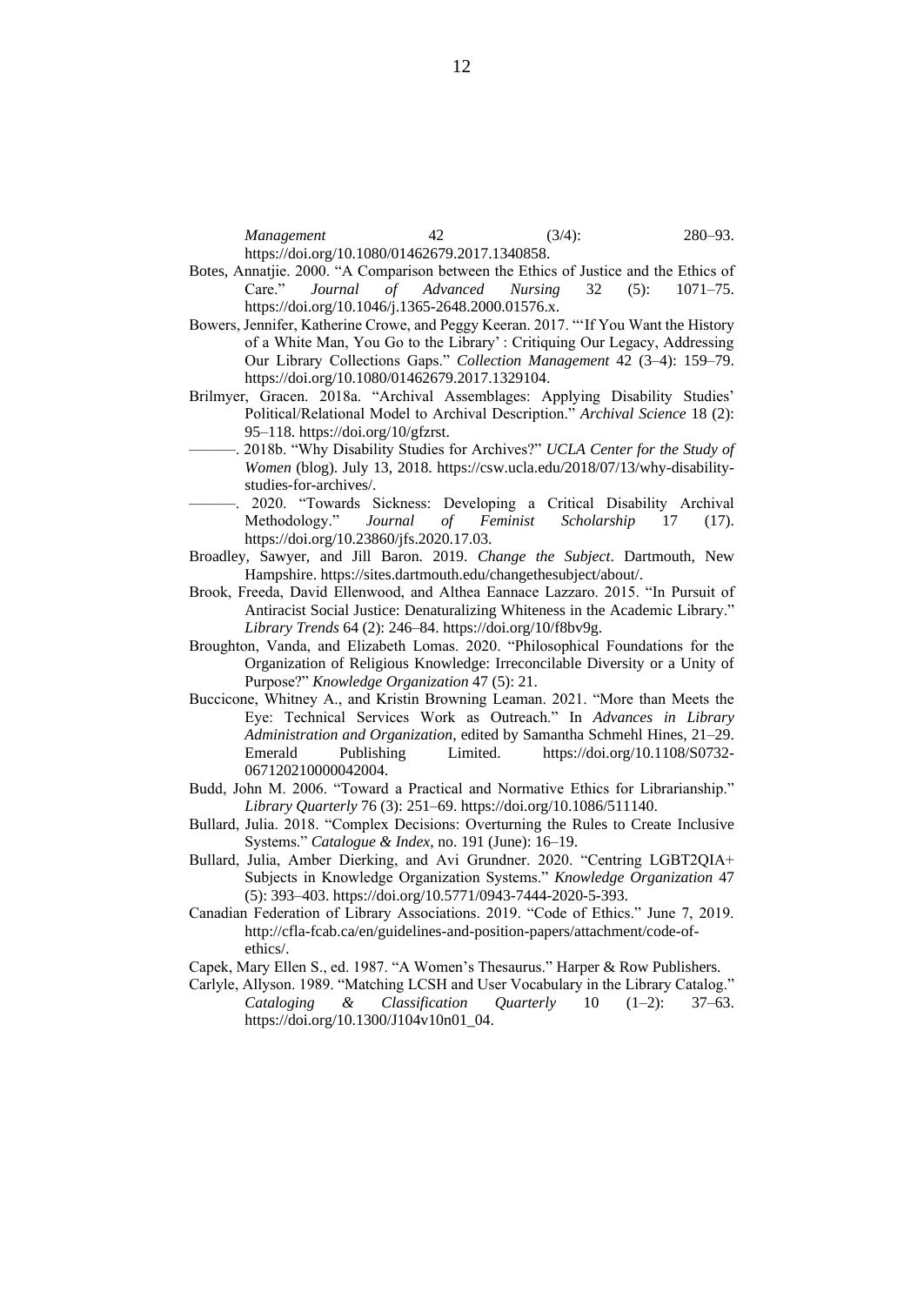*Management* 42 (3/4): 280–93. https://doi.org/10.1080/01462679.2017.1340858.

Botes, Annatjie. 2000. "A Comparison between the Ethics of Justice and the Ethics of Care." *Journal of Advanced Nursing* 32 (5): 1071–75. https://doi.org/10.1046/j.1365-2648.2000.01576.x.

Bowers, Jennifer, Katherine Crowe, and Peggy Keeran. 2017. "'If You Want the History of a White Man, You Go to the Library' : Critiquing Our Legacy, Addressing Our Library Collections Gaps." *Collection Management* 42 (3–4): 159–79. https://doi.org/10.1080/01462679.2017.1329104.

Brilmyer, Gracen. 2018a. "Archival Assemblages: Applying Disability Studies' Political/Relational Model to Archival Description." *Archival Science* 18 (2): 95–118. https://doi.org/10/gfzrst.

———. 2018b. "Why Disability Studies for Archives?" *UCLA Center for the Study of Women* (blog). July 13, 2018. https://csw.ucla.edu/2018/07/13/why-disability-studies-for-archives/.

———. 2020. "Towards Sickness: Developing a Critical Disability Archival Methodology." *Journal of Feminist Scholarship* 17 (17). https://doi.org/10.23860/jfs.2020.17.03.

Broadley, Sawyer, and Jill Baron. 2019. *Change the Subject*. Dartmouth, New Hampshire. https://sites.dartmouth.edu/changethesubject/about/.

Brook, Freeda, David Ellenwood, and Althea Eannace Lazzaro. 2015. "In Pursuit of Antiracist Social Justice: Denaturalizing Whiteness in the Academic Library." *Library Trends* 64 (2): 246–84. https://doi.org/10/f8bv9g.

Broughton, Vanda, and Elizabeth Lomas. 2020. "Philosophical Foundations for the Organization of Religious Knowledge: Irreconcilable Diversity or a Unity of Purpose?" *Knowledge Organization* 47 (5): 21.

Buccicone, Whitney A., and Kristin Browning Leaman. 2021. "More than Meets the Eye: Technical Services Work as Outreach." In *Advances in Library Administration and Organization*, edited by Samantha Schmehl Hines, 21–29. Emerald Publishing Limited. https://doi.org/10.1108/S0732-067120210000042004.

Budd, John M. 2006. "Toward a Practical and Normative Ethics for Librarianship." *Library Quarterly* 76 (3): 251–69. https://doi.org/10.1086/511140.

Bullard, Julia. 2018. "Complex Decisions: Overturning the Rules to Create Inclusive Systems." *Catalogue & Index*, no. 191 (June): 16–19.

Bullard, Julia, Amber Dierking, and Avi Grundner. 2020. "Centring LGBT2QIA+ Subjects in Knowledge Organization Systems." *Knowledge Organization* 47 (5): 393–403. https://doi.org/10.5771/0943-7444-2020-5-393.

Canadian Federation of Library Associations. 2019. "Code of Ethics." June 7, 2019. http://cfla-fcab.ca/en/guidelines-and-position-papers/attachment/code-of-ethics/.

Capek, Mary Ellen S., ed. 1987. "A Women's Thesaurus." Harper & Row Publishers.

Carlyle, Allyson. 1989. "Matching LCSH and User Vocabulary in the Library Catalog." *Cataloging & Classification Quarterly* 10 (1–2): 37–63. https://doi.org/10.1300/J104v10n01_04.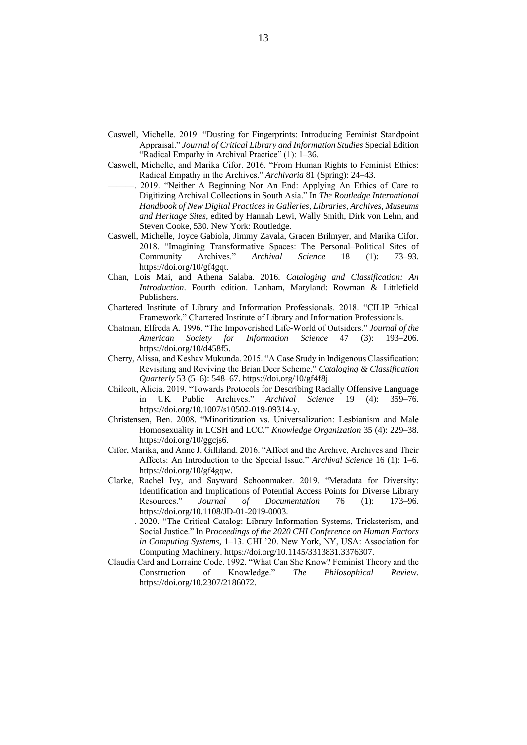Caswell, Michelle. 2019. "Dusting for Fingerprints: Introducing Feminist Standpoint Appraisal." *Journal of Critical Library and Information Studies* Special Edition "Radical Empathy in Archival Practice" (1): 1–36.

Caswell, Michelle, and Marika Cifor. 2016. "From Human Rights to Feminist Ethics: Radical Empathy in the Archives." *Archivaria* 81 (Spring): 24–43.

———. 2019. "Neither A Beginning Nor An End: Applying An Ethics of Care to Digitizing Archival Collections in South Asia." In *The Routledge International Handbook of New Digital Practices in Galleries, Libraries, Archives, Museums and Heritage Sites*, edited by Hannah Lewi, Wally Smith, Dirk von Lehn, and Steven Cooke, 530. New York: Routledge.

Caswell, Michelle, Joyce Gabiola, Jimmy Zavala, Gracen Brilmyer, and Marika Cifor. 2018. "Imagining Transformative Spaces: The Personal–Political Sites of Community Archives." *Archival Science* 18 (1): 73–93. https://doi.org/10/gf4gqt.

Chan, Lois Mai, and Athena Salaba. 2016. *Cataloging and Classification: An Introduction*. Fourth edition. Lanham, Maryland: Rowman & Littlefield Publishers.

Chartered Institute of Library and Information Professionals. 2018. "CILIP Ethical Framework." Chartered Institute of Library and Information Professionals.

Chatman, Elfreda A. 1996. "The Impoverished Life-World of Outsiders." *Journal of the American Society for Information Science* 47 (3): 193–206. https://doi.org/10/d458f5.

Cherry, Alissa, and Keshav Mukunda. 2015. "A Case Study in Indigenous Classification: Revisiting and Reviving the Brian Deer Scheme." *Cataloging & Classification Quarterly* 53 (5–6): 548–67. https://doi.org/10/gf4f8j.

Chilcott, Alicia. 2019. "Towards Protocols for Describing Racially Offensive Language in UK Public Archives." *Archival Science* 19 (4): 359–76. https://doi.org/10.1007/s10502-019-09314-y.

Christensen, Ben. 2008. "Minoritization vs. Universalization: Lesbianism and Male Homosexuality in LCSH and LCC." *Knowledge Organization* 35 (4): 229–38. https://doi.org/10/ggcjs6.

Cifor, Marika, and Anne J. Gilliland. 2016. "Affect and the Archive, Archives and Their Affects: An Introduction to the Special Issue." *Archival Science* 16 (1): 1–6. https://doi.org/10/gf4gqw.

Clarke, Rachel Ivy, and Sayward Schoonmaker. 2019. "Metadata for Diversity: Identification and Implications of Potential Access Points for Diverse Library Resources." *Journal of Documentation* 76 (1): 173–96. https://doi.org/10.1108/JD-01-2019-0003.

———. 2020. "The Critical Catalog: Library Information Systems, Tricksterism, and Social Justice." In *Proceedings of the 2020 CHI Conference on Human Factors in Computing Systems*, 1–13. CHI '20. New York, NY, USA: Association for Computing Machinery. https://doi.org/10.1145/3313831.3376307.

Claudia Card and Lorraine Code. 1992. "What Can She Know? Feminist Theory and the Construction of Knowledge." *The Philosophical Review*. https://doi.org/10.2307/2186072.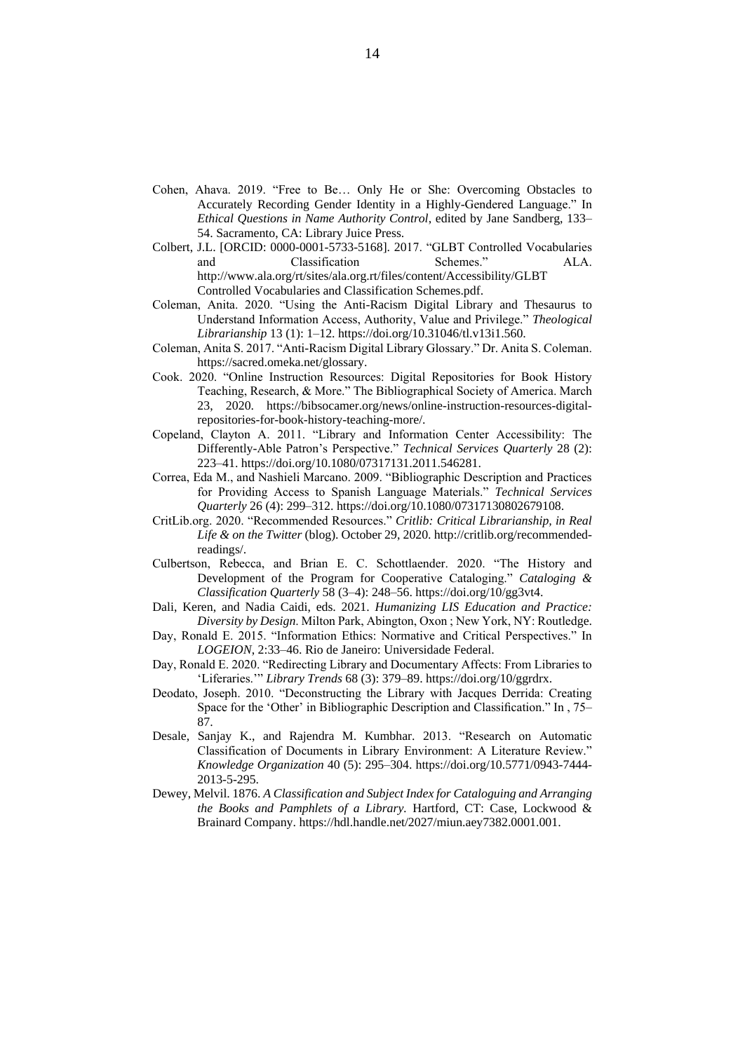Cohen, Ahava. 2019. "Free to Be… Only He or She: Overcoming Obstacles to Accurately Recording Gender Identity in a Highly-Gendered Language." In *Ethical Questions in Name Authority Control*, edited by Jane Sandberg, 133–54. Sacramento, CA: Library Juice Press.

Colbert, J.L. [ORCID: 0000-0001-5733-5168]. 2017. "GLBT Controlled Vocabularies and Classification Schemes." ALA. http://www.ala.org/rt/sites/ala.org.rt/files/content/Accessibility/GLBT Controlled Vocabularies and Classification Schemes.pdf.

Coleman, Anita. 2020. "Using the Anti-Racism Digital Library and Thesaurus to Understand Information Access, Authority, Value and Privilege." *Theological Librarianship* 13 (1): 1–12. https://doi.org/10.31046/tl.v13i1.560.

Coleman, Anita S. 2017. "Anti-Racism Digital Library Glossary." Dr. Anita S. Coleman. https://sacred.omeka.net/glossary.

Cook. 2020. "Online Instruction Resources: Digital Repositories for Book History Teaching, Research, & More." The Bibliographical Society of America. March 23, 2020. https://bibsocamer.org/news/online-instruction-resources-digital-repositories-for-book-history-teaching-more/.

Copeland, Clayton A. 2011. "Library and Information Center Accessibility: The Differently-Able Patron's Perspective." *Technical Services Quarterly* 28 (2): 223–41. https://doi.org/10.1080/07317131.2011.546281.

Correa, Eda M., and Nashieli Marcano. 2009. "Bibliographic Description and Practices for Providing Access to Spanish Language Materials." *Technical Services Quarterly* 26 (4): 299–312. https://doi.org/10.1080/07317130802679108.

CritLib.org. 2020. "Recommended Resources." *Critlib: Critical Librarianship, in Real Life & on the Twitter* (blog). October 29, 2020. http://critlib.org/recommended-readings/.

Culbertson, Rebecca, and Brian E. C. Schottlaender. 2020. "The History and Development of the Program for Cooperative Cataloging." *Cataloging & Classification Quarterly* 58 (3–4): 248–56. https://doi.org/10/gg3vt4.

Dali, Keren, and Nadia Caidi, eds. 2021. *Humanizing LIS Education and Practice: Diversity by Design*. Milton Park, Abington, Oxon ; New York, NY: Routledge.

Day, Ronald E. 2015. "Information Ethics: Normative and Critical Perspectives." In *LOGEION*, 2:33–46. Rio de Janeiro: Universidade Federal.

Day, Ronald E. 2020. "Redirecting Library and Documentary Affects: From Libraries to 'Liferaries.'" *Library Trends* 68 (3): 379–89. https://doi.org/10/ggrdrx.

Deodato, Joseph. 2010. "Deconstructing the Library with Jacques Derrida: Creating Space for the 'Other' in Bibliographic Description and Classification." In , 75–87.

Desale, Sanjay K., and Rajendra M. Kumbhar. 2013. "Research on Automatic Classification of Documents in Library Environment: A Literature Review." *Knowledge Organization* 40 (5): 295–304. https://doi.org/10.5771/0943-7444-2013-5-295.

Dewey, Melvil. 1876. *A Classification and Subject Index for Cataloguing and Arranging the Books and Pamphlets of a Library*. Hartford, CT: Case, Lockwood & Brainard Company. https://hdl.handle.net/2027/miun.aey7382.0001.001.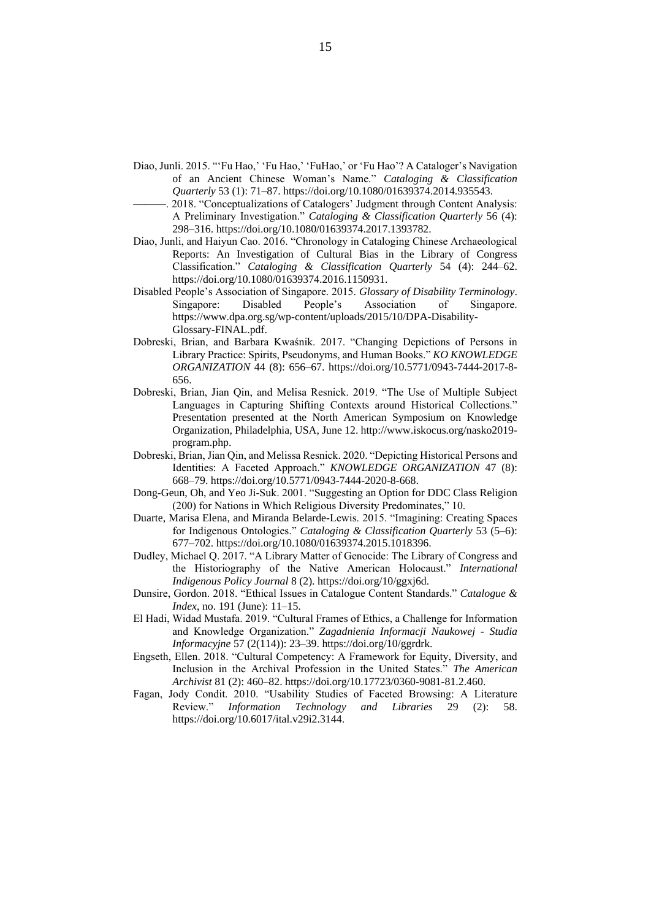Diao, Junli. 2015. "'Fu Hao,' 'Fu Hao,' 'FuHao,' or 'Fu Hao'? A Cataloger's Navigation of an Ancient Chinese Woman's Name." *Cataloging & Classification Quarterly* 53 (1): 71–87. https://doi.org/10.1080/01639374.2014.935543.

———. 2018. "Conceptualizations of Catalogers' Judgment through Content Analysis: A Preliminary Investigation." *Cataloging & Classification Quarterly* 56 (4): 298–316. https://doi.org/10.1080/01639374.2017.1393782.

Diao, Junli, and Haiyun Cao. 2016. "Chronology in Cataloging Chinese Archaeological Reports: An Investigation of Cultural Bias in the Library of Congress Classification." *Cataloging & Classification Quarterly* 54 (4): 244–62. https://doi.org/10.1080/01639374.2016.1150931.

Disabled People's Association of Singapore. 2015. *Glossary of Disability Terminology*. Singapore: Disabled People's Association of Singapore. https://www.dpa.org.sg/wp-content/uploads/2015/10/DPA-Disability-Glossary-FINAL.pdf.

Dobreski, Brian, and Barbara Kwaśnik. 2017. "Changing Depictions of Persons in Library Practice: Spirits, Pseudonyms, and Human Books." *KO KNOWLEDGE ORGANIZATION* 44 (8): 656–67. https://doi.org/10.5771/0943-7444-2017-8-656.

Dobreski, Brian, Jian Qin, and Melisa Resnick. 2019. "The Use of Multiple Subject Languages in Capturing Shifting Contexts around Historical Collections." Presentation presented at the North American Symposium on Knowledge Organization, Philadelphia, USA, June 12. http://www.iskocus.org/nasko2019-program.php.

Dobreski, Brian, Jian Qin, and Melissa Resnick. 2020. "Depicting Historical Persons and Identities: A Faceted Approach." *KNOWLEDGE ORGANIZATION* 47 (8): 668–79. https://doi.org/10.5771/0943-7444-2020-8-668.

Dong-Geun, Oh, and Yeo Ji-Suk. 2001. "Suggesting an Option for DDC Class Religion (200) for Nations in Which Religious Diversity Predominates," 10.

Duarte, Marisa Elena, and Miranda Belarde-Lewis. 2015. "Imagining: Creating Spaces for Indigenous Ontologies." *Cataloging & Classification Quarterly* 53 (5–6): 677–702. https://doi.org/10.1080/01639374.2015.1018396.

Dudley, Michael Q. 2017. "A Library Matter of Genocide: The Library of Congress and the Historiography of the Native American Holocaust." *International Indigenous Policy Journal* 8 (2). https://doi.org/10/ggxj6d.

Dunsire, Gordon. 2018. "Ethical Issues in Catalogue Content Standards." *Catalogue & Index*, no. 191 (June): 11–15.

El Hadi, Widad Mustafa. 2019. "Cultural Frames of Ethics, a Challenge for Information and Knowledge Organization." *Zagadnienia Informacji Naukowej - Studia Informacyjne* 57 (2(114)): 23–39. https://doi.org/10/ggrdrk.

Engseth, Ellen. 2018. "Cultural Competency: A Framework for Equity, Diversity, and Inclusion in the Archival Profession in the United States." *The American Archivist* 81 (2): 460–82. https://doi.org/10.17723/0360-9081-81.2.460.

Fagan, Jody Condit. 2010. "Usability Studies of Faceted Browsing: A Literature Review." *Information Technology and Libraries* 29 (2): 58. https://doi.org/10.6017/ital.v29i2.3144.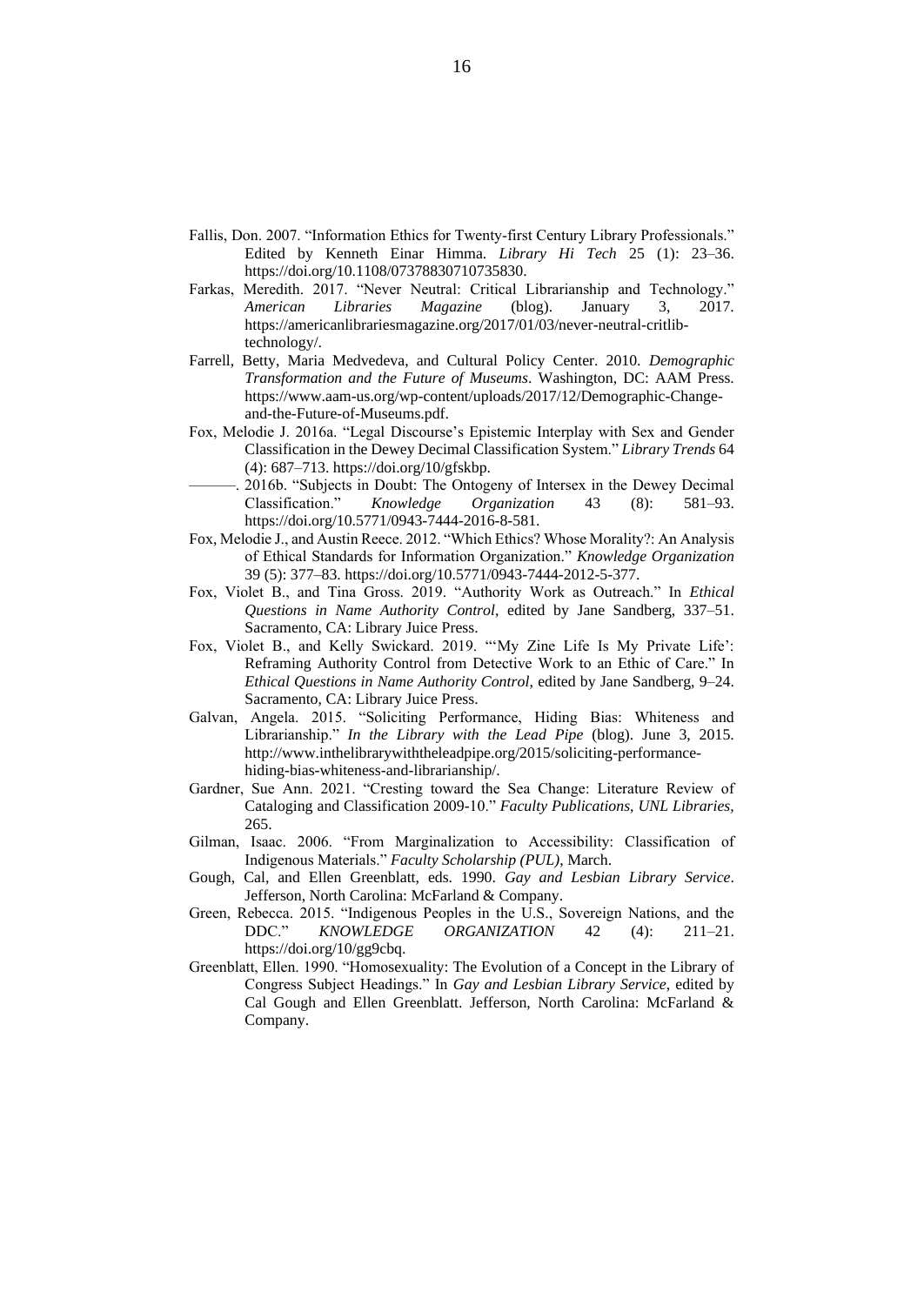Fallis, Don. 2007. "Information Ethics for Twenty-first Century Library Professionals." Edited by Kenneth Einar Himma. *Library Hi Tech* 25 (1): 23–36. https://doi.org/10.1108/07378830710735830.

Farkas, Meredith. 2017. "Never Neutral: Critical Librarianship and Technology." *American Libraries Magazine* (blog). January 3, 2017. https://americanlibrariesmagazine.org/2017/01/03/never-neutral-critlib-technology/.

Farrell, Betty, Maria Medvedeva, and Cultural Policy Center. 2010. *Demographic Transformation and the Future of Museums*. Washington, DC: AAM Press. https://www.aam-us.org/wp-content/uploads/2017/12/Demographic-Change-and-the-Future-of-Museums.pdf.

Fox, Melodie J. 2016a. "Legal Discourse's Epistemic Interplay with Sex and Gender Classification in the Dewey Decimal Classification System." *Library Trends* 64 (4): 687–713. https://doi.org/10/gfskbp.

———. 2016b. "Subjects in Doubt: The Ontogeny of Intersex in the Dewey Decimal Classification." *Knowledge Organization* 43 (8): 581–93. https://doi.org/10.5771/0943-7444-2016-8-581.

Fox, Melodie J., and Austin Reece. 2012. "Which Ethics? Whose Morality?: An Analysis of Ethical Standards for Information Organization." *Knowledge Organization* 39 (5): 377–83. https://doi.org/10.5771/0943-7444-2012-5-377.

Fox, Violet B., and Tina Gross. 2019. "Authority Work as Outreach." In *Ethical Questions in Name Authority Control*, edited by Jane Sandberg, 337–51. Sacramento, CA: Library Juice Press.

Fox, Violet B., and Kelly Swickard. 2019. "'My Zine Life Is My Private Life': Reframing Authority Control from Detective Work to an Ethic of Care." In *Ethical Questions in Name Authority Control*, edited by Jane Sandberg, 9–24. Sacramento, CA: Library Juice Press.

Galvan, Angela. 2015. "Soliciting Performance, Hiding Bias: Whiteness and Librarianship." *In the Library with the Lead Pipe* (blog). June 3, 2015. http://www.inthelibrarywiththeleadpipe.org/2015/soliciting-performance-hiding-bias-whiteness-and-librarianship/.

Gardner, Sue Ann. 2021. "Cresting toward the Sea Change: Literature Review of Cataloging and Classification 2009-10." *Faculty Publications, UNL Libraries*, 265.

Gilman, Isaac. 2006. "From Marginalization to Accessibility: Classification of Indigenous Materials." *Faculty Scholarship (PUL)*, March.

Gough, Cal, and Ellen Greenblatt, eds. 1990. *Gay and Lesbian Library Service*. Jefferson, North Carolina: McFarland & Company.

Green, Rebecca. 2015. "Indigenous Peoples in the U.S., Sovereign Nations, and the DDC." *KNOWLEDGE ORGANIZATION* 42 (4): 211–21. https://doi.org/10/gg9cbq.

Greenblatt, Ellen. 1990. "Homosexuality: The Evolution of a Concept in the Library of Congress Subject Headings." In *Gay and Lesbian Library Service*, edited by Cal Gough and Ellen Greenblatt. Jefferson, North Carolina: McFarland & Company.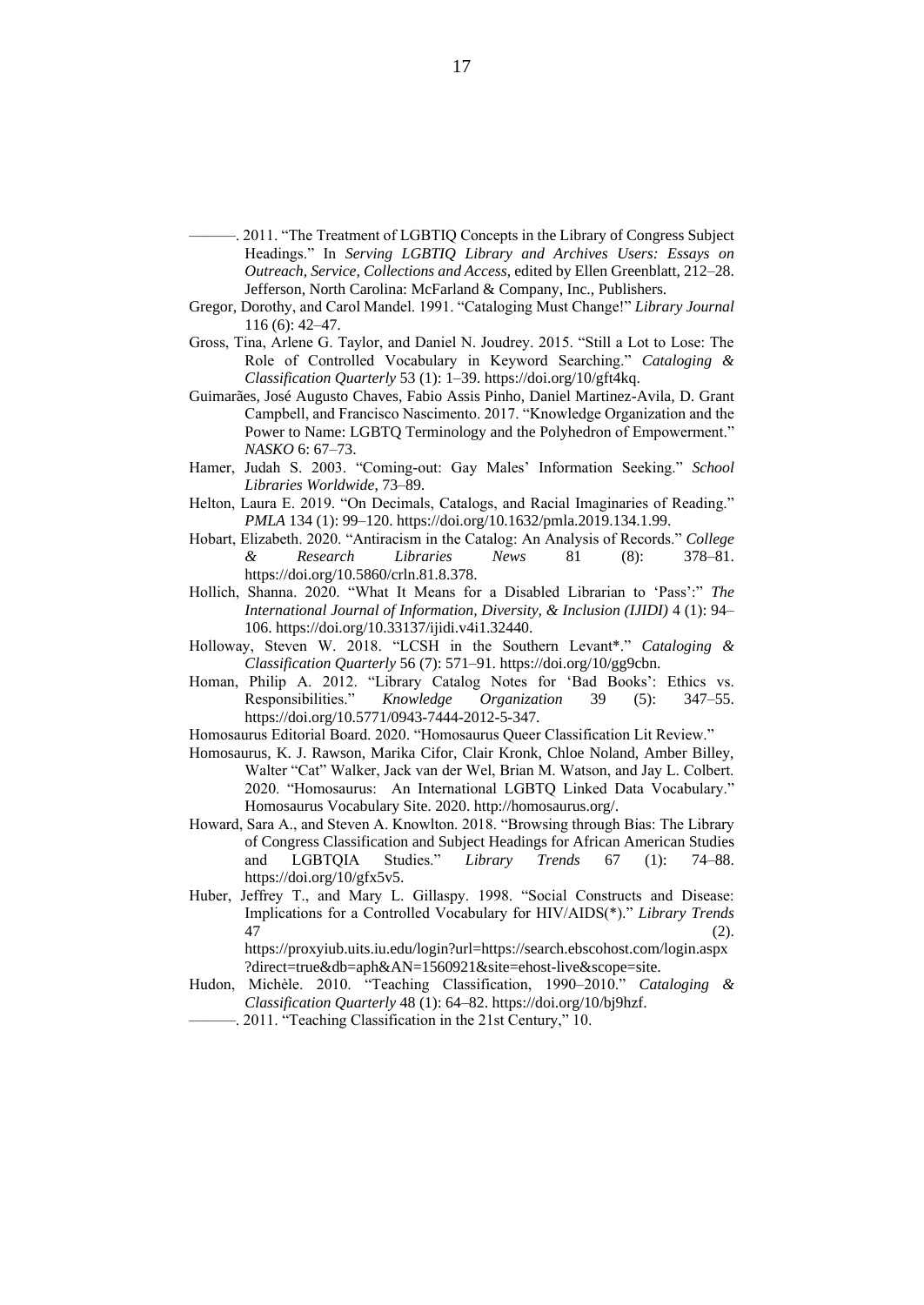———. 2011. "The Treatment of LGBTIQ Concepts in the Library of Congress Subject Headings." In *Serving LGBTIQ Library and Archives Users: Essays on Outreach, Service, Collections and Access*, edited by Ellen Greenblatt, 212–28. Jefferson, North Carolina: McFarland & Company, Inc., Publishers.

Gregor, Dorothy, and Carol Mandel. 1991. "Cataloging Must Change!" *Library Journal* 116 (6): 42–47.

Gross, Tina, Arlene G. Taylor, and Daniel N. Joudrey. 2015. "Still a Lot to Lose: The Role of Controlled Vocabulary in Keyword Searching." *Cataloging & Classification Quarterly* 53 (1): 1–39. https://doi.org/10/gft4kq.

Guimarães, José Augusto Chaves, Fabio Assis Pinho, Daniel Martinez-Avila, D. Grant Campbell, and Francisco Nascimento. 2017. "Knowledge Organization and the Power to Name: LGBTQ Terminology and the Polyhedron of Empowerment." *NASKO* 6: 67–73.

Hamer, Judah S. 2003. "Coming-out: Gay Males' Information Seeking." *School Libraries Worldwide*, 73–89.

Helton, Laura E. 2019. "On Decimals, Catalogs, and Racial Imaginaries of Reading." *PMLA* 134 (1): 99–120. https://doi.org/10.1632/pmla.2019.134.1.99.

Hobart, Elizabeth. 2020. "Antiracism in the Catalog: An Analysis of Records." *College & Research Libraries News* 81 (8): 378–81. https://doi.org/10.5860/crln.81.8.378.

Hollich, Shanna. 2020. "What It Means for a Disabled Librarian to 'Pass':" *The International Journal of Information, Diversity, & Inclusion (IJIDI)* 4 (1): 94–106. https://doi.org/10.33137/ijidi.v4i1.32440.

Holloway, Steven W. 2018. "LCSH in the Southern Levant*." *Cataloging & Classification Quarterly* 56 (7): 571–91. https://doi.org/10/gg9cbn.

Homan, Philip A. 2012. "Library Catalog Notes for 'Bad Books': Ethics vs. Responsibilities." *Knowledge Organization* 39 (5): 347–55. https://doi.org/10.5771/0943-7444-2012-5-347.

Homosaurus Editorial Board. 2020. "Homosaurus Queer Classification Lit Review."

Homosaurus, K. J. Rawson, Marika Cifor, Clair Kronk, Chloe Noland, Amber Billey, Walter "Cat" Walker, Jack van der Wel, Brian M. Watson, and Jay L. Colbert. 2020. "Homosaurus: An International LGBTQ Linked Data Vocabulary." Homosaurus Vocabulary Site. 2020. http://homosaurus.org/.

Howard, Sara A., and Steven A. Knowlton. 2018. "Browsing through Bias: The Library of Congress Classification and Subject Headings for African American Studies and LGBTQIA Studies." *Library Trends* 67 (1): 74–88. https://doi.org/10/gfx5v5.

Huber, Jeffrey T., and Mary L. Gillaspy. 1998. "Social Constructs and Disease: Implications for a Controlled Vocabulary for HIV/AIDS(*)." *Library Trends* 47 (2). https://proxyiub.uits.iu.edu/login?url=https://search.ebscohost.com/login.aspx?direct=true&db=aph&AN=1560921&site=ehost-live&scope=site.

Hudon, Michèle. 2010. "Teaching Classification, 1990–2010." *Cataloging & Classification Quarterly* 48 (1): 64–82. https://doi.org/10/bj9hzf.

———. 2011. "Teaching Classification in the 21st Century," 10.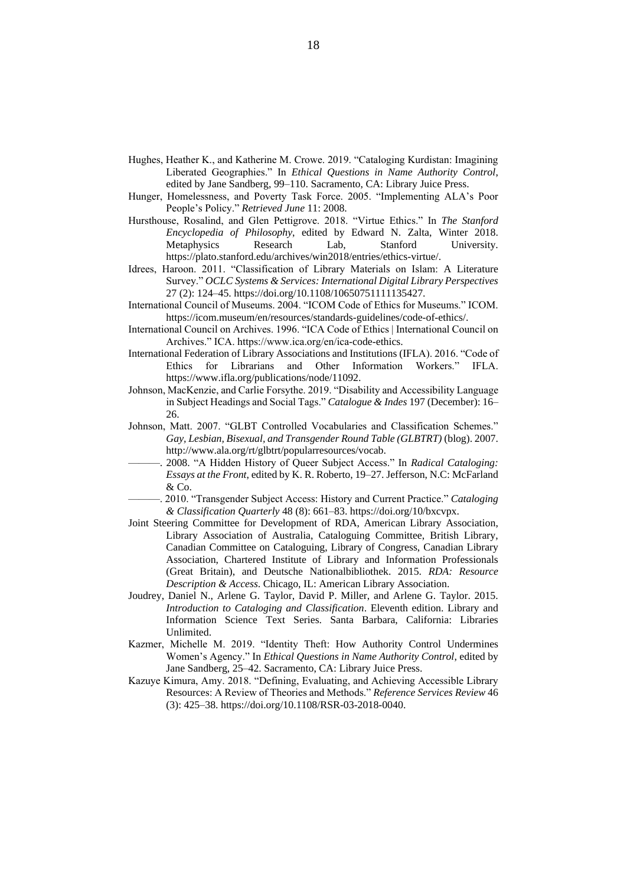Hughes, Heather K., and Katherine M. Crowe. 2019. "Cataloging Kurdistan: Imagining Liberated Geographies." In *Ethical Questions in Name Authority Control*, edited by Jane Sandberg, 99–110. Sacramento, CA: Library Juice Press.

Hunger, Homelessness, and Poverty Task Force. 2005. "Implementing ALA's Poor People's Policy." *Retrieved June* 11: 2008.

Hursthouse, Rosalind, and Glen Pettigrove. 2018. "Virtue Ethics." In *The Stanford Encyclopedia of Philosophy*, edited by Edward N. Zalta, Winter 2018. Metaphysics Research Lab, Stanford University. https://plato.stanford.edu/archives/win2018/entries/ethics-virtue/.

Idrees, Haroon. 2011. "Classification of Library Materials on Islam: A Literature Survey." *OCLC Systems & Services: International Digital Library Perspectives* 27 (2): 124–45. https://doi.org/10.1108/10650751111135427.

International Council of Museums. 2004. "ICOM Code of Ethics for Museums." ICOM. https://icom.museum/en/resources/standards-guidelines/code-of-ethics/.

International Council on Archives. 1996. "ICA Code of Ethics | International Council on Archives." ICA. https://www.ica.org/en/ica-code-ethics.

International Federation of Library Associations and Institutions (IFLA). 2016. "Code of Ethics for Librarians and Other Information Workers." IFLA. https://www.ifla.org/publications/node/11092.

Johnson, MacKenzie, and Carlie Forsythe. 2019. "Disability and Accessibility Language in Subject Headings and Social Tags." *Catalogue & Index* 197 (December): 16–26.

Johnson, Matt. 2007. "GLBT Controlled Vocabularies and Classification Schemes." *Gay, Lesbian, Bisexual, and Transgender Round Table (GLBTRT)* (blog). 2007. http://www.ala.org/rt/glbtrt/popularresources/vocab.

———. 2008. "A Hidden History of Queer Subject Access." In *Radical Cataloging: Essays at the Front*, edited by K. R. Roberto, 19–27. Jefferson, N.C: McFarland & Co.

———. 2010. "Transgender Subject Access: History and Current Practice." *Cataloging & Classification Quarterly* 48 (8): 661–83. https://doi.org/10/bxcvpx.

Joint Steering Committee for Development of RDA, American Library Association, Library Association of Australia, Cataloguing Committee, British Library, Canadian Committee on Cataloguing, Library of Congress, Canadian Library Association, Chartered Institute of Library and Information Professionals (Great Britain), and Deutsche Nationalbibliothek. 2015. *RDA: Resource Description & Access*. Chicago, IL: American Library Association.

Joudrey, Daniel N., Arlene G. Taylor, David P. Miller, and Arlene G. Taylor. 2015. *Introduction to Cataloging and Classification*. Eleventh edition. Library and Information Science Text Series. Santa Barbara, California: Libraries Unlimited.

Kazmer, Michelle M. 2019. "Identity Theft: How Authority Control Undermines Women's Agency." In *Ethical Questions in Name Authority Control*, edited by Jane Sandberg, 25–42. Sacramento, CA: Library Juice Press.

Kazuye Kimura, Amy. 2018. "Defining, Evaluating, and Achieving Accessible Library Resources: A Review of Theories and Methods." *Reference Services Review* 46 (3): 425–38. https://doi.org/10.1108/RSR-03-2018-0040.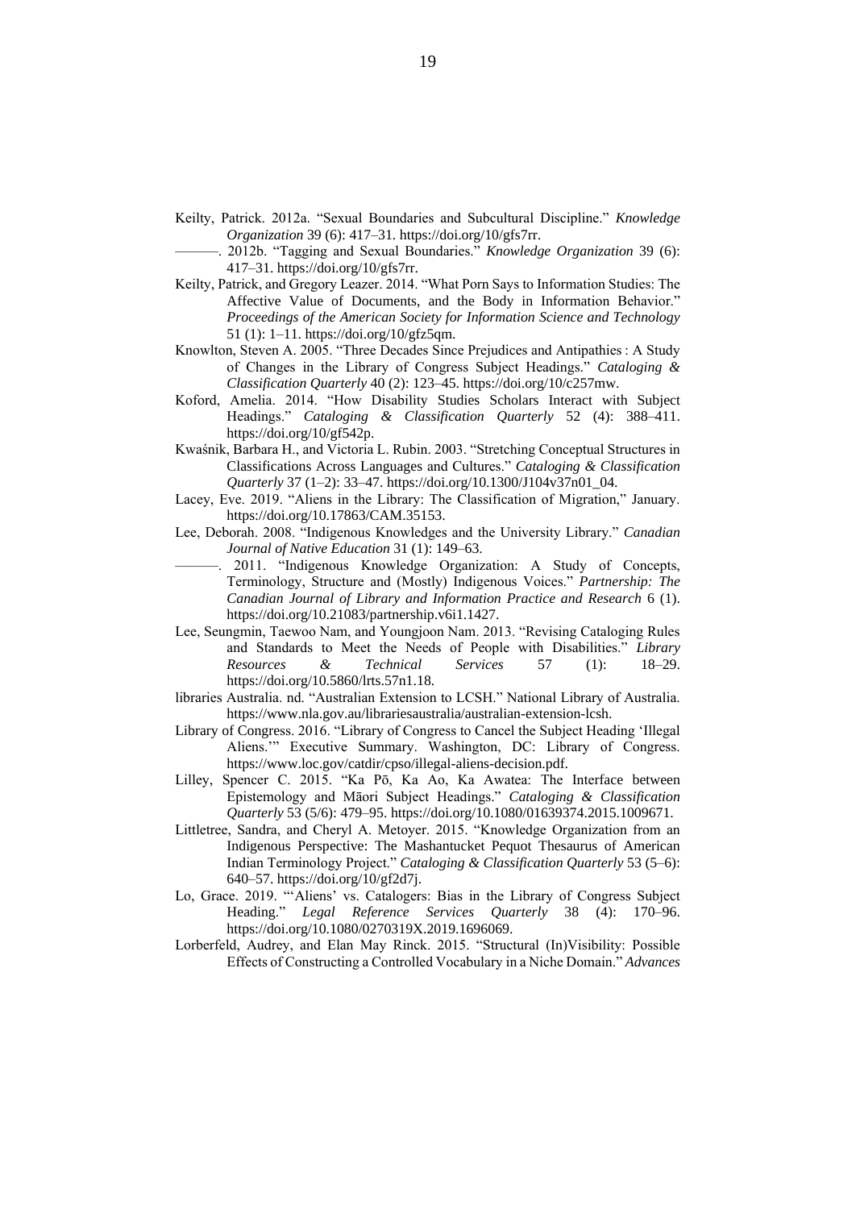Keilty, Patrick. 2012a. "Sexual Boundaries and Subcultural Discipline." *Knowledge Organization* 39 (6): 417–31. https://doi.org/10/gfs7rr.

———. 2012b. "Tagging and Sexual Boundaries." *Knowledge Organization* 39 (6): 417–31. https://doi.org/10/gfs7rr.

Keilty, Patrick, and Gregory Leazer. 2014. "What Porn Says to Information Studies: The Affective Value of Documents, and the Body in Information Behavior." *Proceedings of the American Society for Information Science and Technology* 51 (1): 1–11. https://doi.org/10/gfz5qm.

Knowlton, Steven A. 2005. "Three Decades Since Prejudices and Antipathies : A Study of Changes in the Library of Congress Subject Headings." *Cataloging & Classification Quarterly* 40 (2): 123–45. https://doi.org/10/c257mw.

Koford, Amelia. 2014. "How Disability Studies Scholars Interact with Subject Headings." *Cataloging & Classification Quarterly* 52 (4): 388–411. https://doi.org/10/gf542p.

Kwaśnik, Barbara H., and Victoria L. Rubin. 2003. "Stretching Conceptual Structures in Classifications Across Languages and Cultures." *Cataloging & Classification Quarterly* 37 (1–2): 33–47. https://doi.org/10.1300/J104v37n01_04.

Lacey, Eve. 2019. "Aliens in the Library: The Classification of Migration," January. https://doi.org/10.17863/CAM.35153.

Lee, Deborah. 2008. "Indigenous Knowledges and the University Library." *Canadian Journal of Native Education* 31 (1): 149–63.

———. 2011. "Indigenous Knowledge Organization: A Study of Concepts, Terminology, Structure and (Mostly) Indigenous Voices." *Partnership: The Canadian Journal of Library and Information Practice and Research* 6 (1). https://doi.org/10.21083/partnership.v6i1.1427.

Lee, Seungmin, Taewoo Nam, and Youngjoon Nam. 2013. "Revising Cataloging Rules and Standards to Meet the Needs of People with Disabilities." *Library Resources & Technical Services* 57 (1): 18–29. https://doi.org/10.5860/lrts.57n1.18.

libraries Australia. nd. "Australian Extension to LCSH." National Library of Australia. https://www.nla.gov.au/librariesaustralia/australian-extension-lcsh.

Library of Congress. 2016. "Library of Congress to Cancel the Subject Heading 'Illegal Aliens.'" Executive Summary. Washington, DC: Library of Congress. https://www.loc.gov/catdir/cpso/illegal-aliens-decision.pdf.

Lilley, Spencer C. 2015. "Ka Pō, Ka Ao, Ka Awatea: The Interface between Epistemology and Māori Subject Headings." *Cataloging & Classification Quarterly* 53 (5/6): 479–95. https://doi.org/10.1080/01639374.2015.1009671.

Littletree, Sandra, and Cheryl A. Metoyer. 2015. "Knowledge Organization from an Indigenous Perspective: The Mashantucket Pequot Thesaurus of American Indian Terminology Project." *Cataloging & Classification Quarterly* 53 (5–6): 640–57. https://doi.org/10/gf2d7j.

Lo, Grace. 2019. "'Aliens' vs. Catalogers: Bias in the Library of Congress Subject Heading." *Legal Reference Services Quarterly* 38 (4): 170–96. https://doi.org/10.1080/0270319X.2019.1696069.

Lorberfeld, Audrey, and Elan May Rinck. 2015. "Structural (In)Visibility: Possible Effects of Constructing a Controlled Vocabulary in a Niche Domain." *Advances*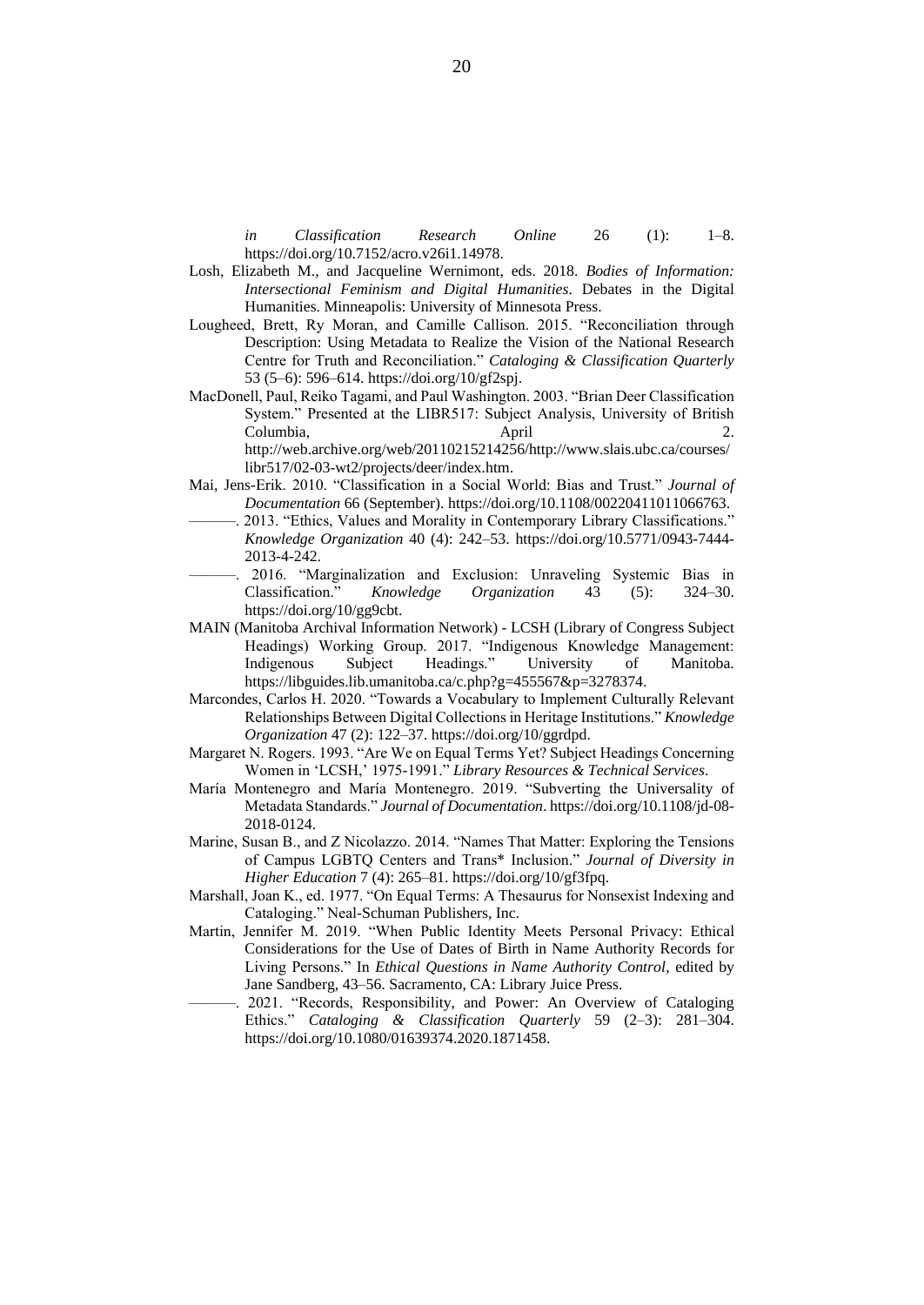*in Classification Research Online* 26 (1): 1–8. https://doi.org/10.7152/acro.v26i1.14978.

Losh, Elizabeth M., and Jacqueline Wernimont, eds. 2018. *Bodies of Information: Intersectional Feminism and Digital Humanities*. Debates in the Digital Humanities. Minneapolis: University of Minnesota Press.

Lougheed, Brett, Ry Moran, and Camille Callison. 2015. "Reconciliation through Description: Using Metadata to Realize the Vision of the National Research Centre for Truth and Reconciliation." *Cataloging & Classification Quarterly* 53 (5–6): 596–614. https://doi.org/10/gf2spj.

MacDonell, Paul, Reiko Tagami, and Paul Washington. 2003. "Brian Deer Classification System." Presented at the LIBR517: Subject Analysis, University of British Columbia, April 2. http://web.archive.org/web/20110215214256/http://www.slais.ubc.ca/courses/libr517/02-03-wt2/projects/deer/index.htm.

Mai, Jens-Erik. 2010. "Classification in a Social World: Bias and Trust." *Journal of Documentation* 66 (September). https://doi.org/10.1108/00220411011066763.

———. 2013. "Ethics, Values and Morality in Contemporary Library Classifications." *Knowledge Organization* 40 (4): 242–53. https://doi.org/10.5771/0943-7444-2013-4-242.

———. 2016. "Marginalization and Exclusion: Unraveling Systemic Bias in Classification." *Knowledge Organization* 43 (5): 324–30. https://doi.org/10/gg9cbt.

MAIN (Manitoba Archival Information Network) - LCSH (Library of Congress Subject Headings) Working Group. 2017. "Indigenous Knowledge Management: Indigenous Subject Headings." University of Manitoba. https://libguides.lib.umanitoba.ca/c.php?g=455567&p=3278374.

Marcondes, Carlos H. 2020. "Towards a Vocabulary to Implement Culturally Relevant Relationships Between Digital Collections in Heritage Institutions." *Knowledge Organization* 47 (2): 122–37. https://doi.org/10/ggrdpd.

Margaret N. Rogers. 1993. "Are We on Equal Terms Yet? Subject Headings Concerning Women in 'LCSH,' 1975-1991." *Library Resources & Technical Services*.

María Montenegro and María Montenegro. 2019. "Subverting the Universality of Metadata Standards." *Journal of Documentation*. https://doi.org/10.1108/jd-08-2018-0124.

Marine, Susan B., and Z Nicolazzo. 2014. "Names That Matter: Exploring the Tensions of Campus LGBTQ Centers and Trans* Inclusion." *Journal of Diversity in Higher Education* 7 (4): 265–81. https://doi.org/10/gf3fpq.

Marshall, Joan K., ed. 1977. "On Equal Terms: A Thesaurus for Nonsexist Indexing and Cataloging." Neal-Schuman Publishers, Inc.

Martin, Jennifer M. 2019. "When Public Identity Meets Personal Privacy: Ethical Considerations for the Use of Dates of Birth in Name Authority Records for Living Persons." In *Ethical Questions in Name Authority Control*, edited by Jane Sandberg, 43–56. Sacramento, CA: Library Juice Press.

———. 2021. "Records, Responsibility, and Power: An Overview of Cataloging Ethics." *Cataloging & Classification Quarterly* 59 (2–3): 281–304. https://doi.org/10.1080/01639374.2020.1871458.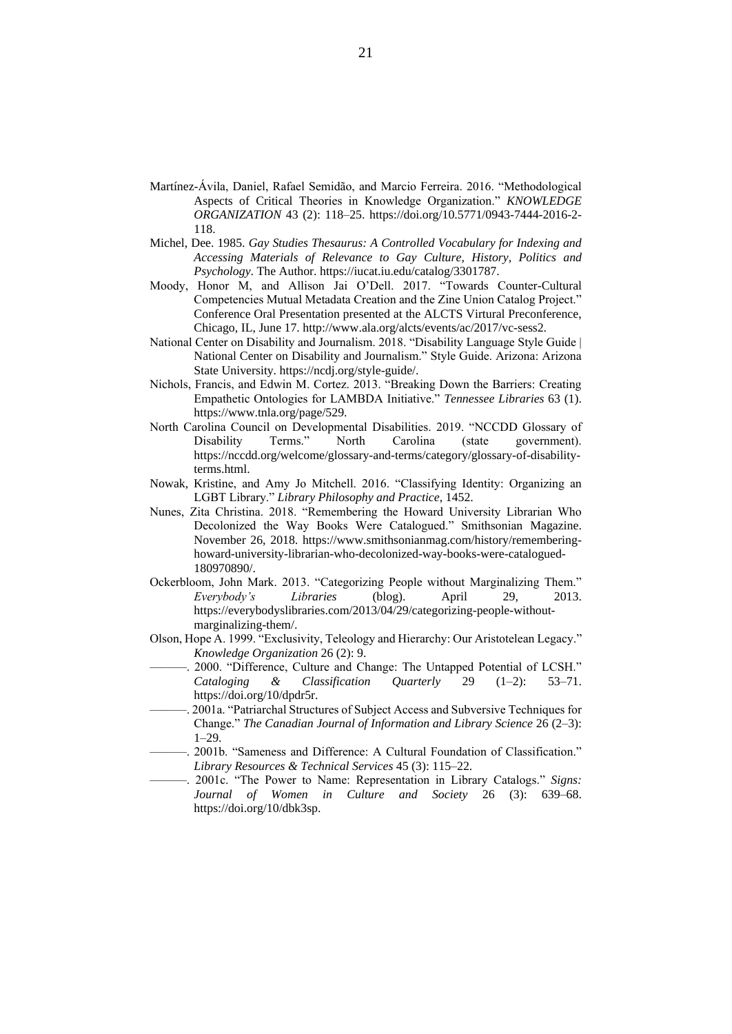Martínez-Ávila, Daniel, Rafael Semidão, and Marcio Ferreira. 2016. "Methodological Aspects of Critical Theories in Knowledge Organization." *KNOWLEDGE ORGANIZATION* 43 (2): 118–25. https://doi.org/10.5771/0943-7444-2016-2-118.

Michel, Dee. 1985. *Gay Studies Thesaurus: A Controlled Vocabulary for Indexing and Accessing Materials of Relevance to Gay Culture, History, Politics and Psychology*. The Author. https://iucat.iu.edu/catalog/3301787.

Moody, Honor M, and Allison Jai O'Dell. 2017. "Towards Counter-Cultural Competencies Mutual Metadata Creation and the Zine Union Catalog Project." Conference Oral Presentation presented at the ALCTS Virtual Preconference, Chicago, IL, June 17. http://www.ala.org/alcts/events/ac/2017/vc-sess2.

National Center on Disability and Journalism. 2018. "Disability Language Style Guide | National Center on Disability and Journalism." Style Guide. Arizona: Arizona State University. https://ncdj.org/style-guide/.

Nichols, Francis, and Edwin M. Cortez. 2013. "Breaking Down the Barriers: Creating Empathetic Ontologies for LAMBDA Initiative." *Tennessee Libraries* 63 (1). https://www.tnla.org/page/529.

North Carolina Council on Developmental Disabilities. 2019. "NCCDD Glossary of Disability Terms." North Carolina (state government). https://nccdd.org/welcome/glossary-and-terms/category/glossary-of-disability-terms.html.

Nowak, Kristine, and Amy Jo Mitchell. 2016. "Classifying Identity: Organizing an LGBT Library." *Library Philosophy and Practice*, 1452.

Nunes, Zita Christina. 2018. "Remembering the Howard University Librarian Who Decolonized the Way Books Were Catalogued." Smithsonian Magazine. November 26, 2018. https://www.smithsonianmag.com/history/remembering-howard-university-librarian-who-decolonized-way-books-were-catalogued-180970890/.

Ockerbloom, John Mark. 2013. "Categorizing People without Marginalizing Them." *Everybody's Libraries* (blog). April 29, 2013. https://everybodyslibraries.com/2013/04/29/categorizing-people-without-marginalizing-them/.

Olson, Hope A. 1999. "Exclusivity, Teleology and Hierarchy: Our Aristotelean Legacy." *Knowledge Organization* 26 (2): 9.

———. 2000. "Difference, Culture and Change: The Untapped Potential of LCSH." *Cataloging & Classification Quarterly* 29 (1–2): 53–71. https://doi.org/10/dpdr5r.

———. 2001a. "Patriarchal Structures of Subject Access and Subversive Techniques for Change." *The Canadian Journal of Information and Library Science* 26 (2–3): 1–29.

———. 2001b. "Sameness and Difference: A Cultural Foundation of Classification." *Library Resources & Technical Services* 45 (3): 115–22.

———. 2001c. "The Power to Name: Representation in Library Catalogs." *Signs: Journal of Women in Culture and Society* 26 (3): 639–68. https://doi.org/10/dbk3sp.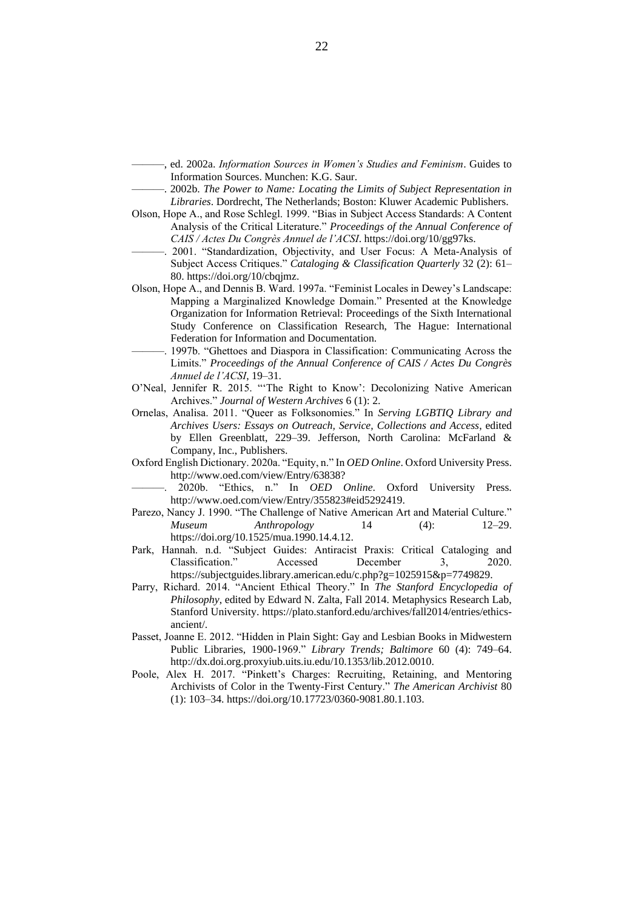———, ed. 2002a. *Information Sources in Women's Studies and Feminism*. Guides to Information Sources. Munchen: K.G. Saur.

———. 2002b. *The Power to Name: Locating the Limits of Subject Representation in Libraries*. Dordrecht, The Netherlands; Boston: Kluwer Academic Publishers.

Olson, Hope A., and Rose Schlegl. 1999. "Bias in Subject Access Standards: A Content Analysis of the Critical Literature." *Proceedings of the Annual Conference of CAIS / Actes Du Congrès Annuel de l'ACSI*. https://doi.org/10/gg97ks.

———. 2001. "Standardization, Objectivity, and User Focus: A Meta-Analysis of Subject Access Critiques." *Cataloging & Classification Quarterly* 32 (2): 61–80. https://doi.org/10/cbqjmz.

Olson, Hope A., and Dennis B. Ward. 1997a. "Feminist Locales in Dewey's Landscape: Mapping a Marginalized Knowledge Domain." Presented at the Knowledge Organization for Information Retrieval: Proceedings of the Sixth International Study Conference on Classification Research, The Hague: International Federation for Information and Documentation.

———. 1997b. "Ghettoes and Diaspora in Classification: Communicating Across the Limits." *Proceedings of the Annual Conference of CAIS / Actes Du Congrès Annuel de l'ACSI*, 19–31.

O'Neal, Jennifer R. 2015. "'The Right to Know': Decolonizing Native American Archives." *Journal of Western Archives* 6 (1): 2.

Ornelas, Analisa. 2011. "Queer as Folksonomies." In *Serving LGBTIQ Library and Archives Users: Essays on Outreach, Service, Collections and Access*, edited by Ellen Greenblatt, 229–39. Jefferson, North Carolina: McFarland & Company, Inc., Publishers.

Oxford English Dictionary. 2020a. "Equity, n." In *OED Online*. Oxford University Press. http://www.oed.com/view/Entry/63838?

———. 2020b. "Ethics, n." In *OED Online*. Oxford University Press. http://www.oed.com/view/Entry/355823#eid5292419.

Parezo, Nancy J. 1990. "The Challenge of Native American Art and Material Culture." *Museum Anthropology* 14 (4): 12–29. https://doi.org/10.1525/mua.1990.14.4.12.

Park, Hannah. n.d. "Subject Guides: Antiracist Praxis: Critical Cataloging and Classification." Accessed December 3, 2020. https://subjectguides.library.american.edu/c.php?g=1025915&p=7749829.

Parry, Richard. 2014. "Ancient Ethical Theory." In *The Stanford Encyclopedia of Philosophy*, edited by Edward N. Zalta, Fall 2014. Metaphysics Research Lab, Stanford University. https://plato.stanford.edu/archives/fall2014/entries/ethics-ancient/.

Passet, Joanne E. 2012. "Hidden in Plain Sight: Gay and Lesbian Books in Midwestern Public Libraries, 1900-1969." *Library Trends; Baltimore* 60 (4): 749–64. http://dx.doi.org.proxyiub.uits.iu.edu/10.1353/lib.2012.0010.

Poole, Alex H. 2017. "Pinkett's Charges: Recruiting, Retaining, and Mentoring Archivists of Color in the Twenty-First Century." *The American Archivist* 80 (1): 103–34. https://doi.org/10.17723/0360-9081.80.1.103.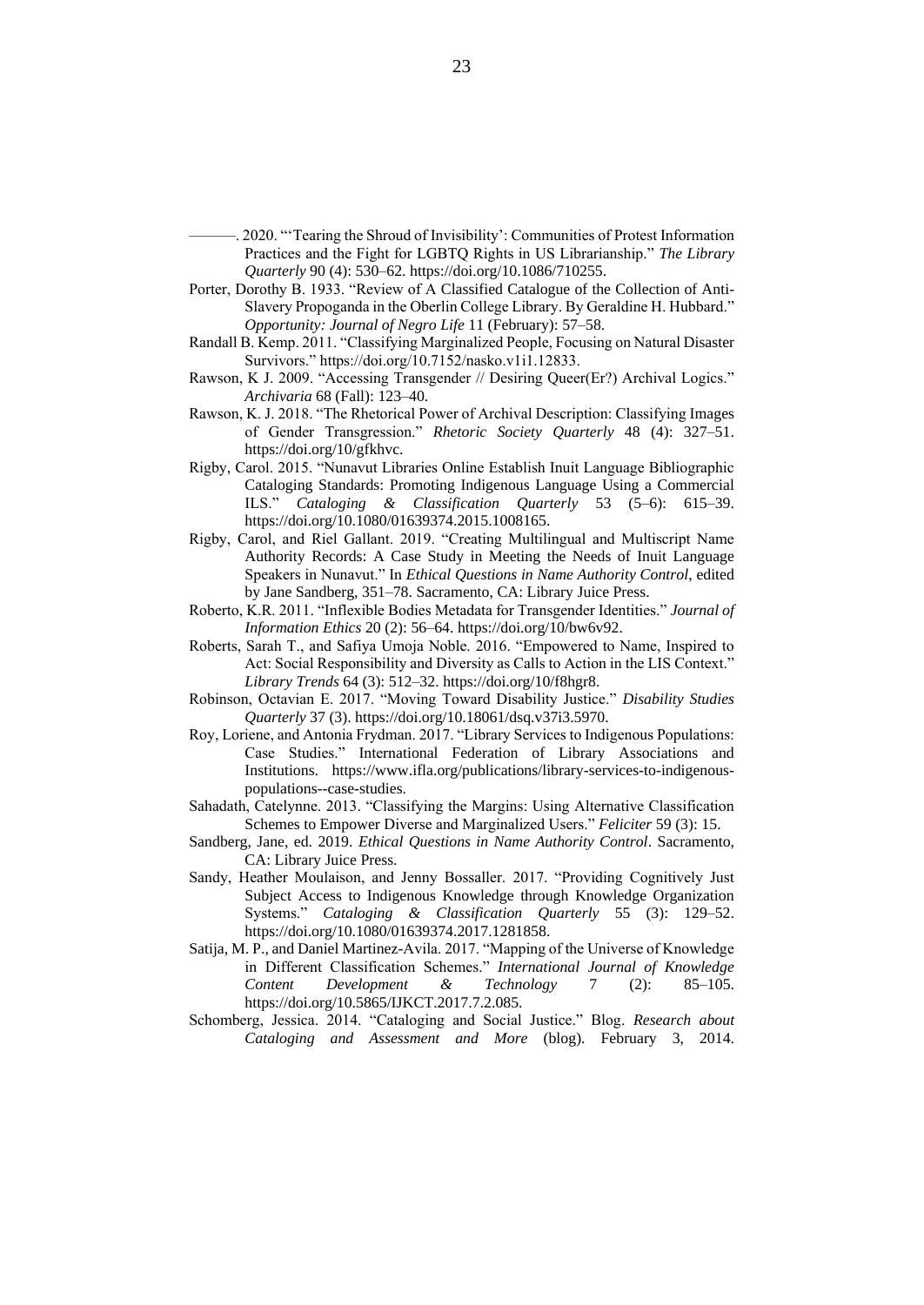———. 2020. "'Tearing the Shroud of Invisibility': Communities of Protest Information Practices and the Fight for LGBTQ Rights in US Librarianship." *The Library Quarterly* 90 (4): 530–62. https://doi.org/10.1086/710255.

Porter, Dorothy B. 1933. "Review of A Classified Catalogue of the Collection of Anti-Slavery Propoganda in the Oberlin College Library. By Geraldine H. Hubbard." *Opportunity: Journal of Negro Life* 11 (February): 57–58.

Randall B. Kemp. 2011. "Classifying Marginalized People, Focusing on Natural Disaster Survivors." https://doi.org/10.7152/nasko.v1i1.12833.

Rawson, K J. 2009. "Accessing Transgender // Desiring Queer(Er?) Archival Logics." *Archivaria* 68 (Fall): 123–40.

Rawson, K. J. 2018. "The Rhetorical Power of Archival Description: Classifying Images of Gender Transgression." *Rhetoric Society Quarterly* 48 (4): 327–51. https://doi.org/10/gfkhvc.

Rigby, Carol. 2015. "Nunavut Libraries Online Establish Inuit Language Bibliographic Cataloging Standards: Promoting Indigenous Language Using a Commercial ILS." *Cataloging & Classification Quarterly* 53 (5–6): 615–39. https://doi.org/10.1080/01639374.2015.1008165.

Rigby, Carol, and Riel Gallant. 2019. "Creating Multilingual and Multiscript Name Authority Records: A Case Study in Meeting the Needs of Inuit Language Speakers in Nunavut." In *Ethical Questions in Name Authority Control*, edited by Jane Sandberg, 351–78. Sacramento, CA: Library Juice Press.

Roberto, K.R. 2011. "Inflexible Bodies Metadata for Transgender Identities." *Journal of Information Ethics* 20 (2): 56–64. https://doi.org/10/bw6v92.

Roberts, Sarah T., and Safiya Umoja Noble. 2016. "Empowered to Name, Inspired to Act: Social Responsibility and Diversity as Calls to Action in the LIS Context." *Library Trends* 64 (3): 512–32. https://doi.org/10/f8hgr8.

Robinson, Octavian E. 2017. "Moving Toward Disability Justice." *Disability Studies Quarterly* 37 (3). https://doi.org/10.18061/dsq.v37i3.5970.

Roy, Loriene, and Antonia Frydman. 2017. "Library Services to Indigenous Populations: Case Studies." International Federation of Library Associations and Institutions. https://www.ifla.org/publications/library-services-to-indigenous-populations--case-studies.

Sahadath, Catelynne. 2013. "Classifying the Margins: Using Alternative Classification Schemes to Empower Diverse and Marginalized Users." *Feliciter* 59 (3): 15.

Sandberg, Jane, ed. 2019. *Ethical Questions in Name Authority Control*. Sacramento, CA: Library Juice Press.

Sandy, Heather Moulaison, and Jenny Bossaller. 2017. "Providing Cognitively Just Subject Access to Indigenous Knowledge through Knowledge Organization Systems." *Cataloging & Classification Quarterly* 55 (3): 129–52. https://doi.org/10.1080/01639374.2017.1281858.

Satija, M. P., and Daniel Martinez-Avila. 2017. "Mapping of the Universe of Knowledge in Different Classification Schemes." *International Journal of Knowledge Content Development & Technology* 7 (2): 85–105. https://doi.org/10.5865/IJKCT.2017.7.2.085.

Schomberg, Jessica. 2014. "Cataloging and Social Justice." Blog. *Research about Cataloging and Assessment and More* (blog). February 3, 2014.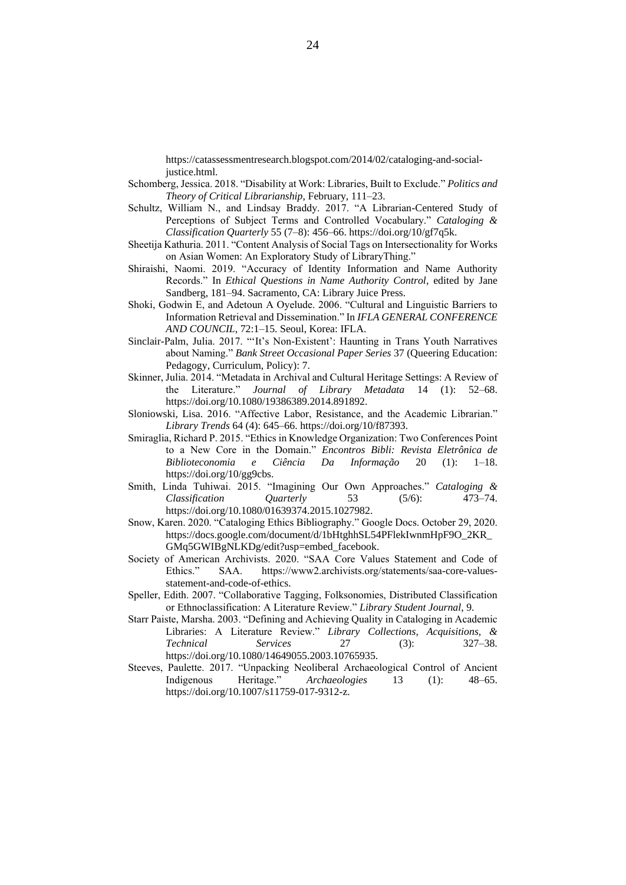https://catassessmentresearch.blogspot.com/2014/02/cataloging-and-social-justice.html.

Schomberg, Jessica. 2018. "Disability at Work: Libraries, Built to Exclude." *Politics and Theory of Critical Librarianship*, February, 111–23.

Schultz, William N., and Lindsay Braddy. 2017. "A Librarian-Centered Study of Perceptions of Subject Terms and Controlled Vocabulary." *Cataloging & Classification Quarterly* 55 (7–8): 456–66. https://doi.org/10/gf7q5k.

Sheetija Kathuria. 2011. "Content Analysis of Social Tags on Intersectionality for Works on Asian Women: An Exploratory Study of LibraryThing."

Shiraishi, Naomi. 2019. "Accuracy of Identity Information and Name Authority Records." In *Ethical Questions in Name Authority Control*, edited by Jane Sandberg, 181–94. Sacramento, CA: Library Juice Press.

Shoki, Godwin E, and Adetoun A Oyelude. 2006. "Cultural and Linguistic Barriers to Information Retrieval and Dissemination." In *IFLA GENERAL CONFERENCE AND COUNCIL*, 72:1–15. Seoul, Korea: IFLA.

Sinclair-Palm, Julia. 2017. "'It's Non-Existent': Haunting in Trans Youth Narratives about Naming." *Bank Street Occasional Paper Series* 37 (Queering Education: Pedagogy, Curriculum, Policy): 7.

Skinner, Julia. 2014. "Metadata in Archival and Cultural Heritage Settings: A Review of the Literature." *Journal of Library Metadata* 14 (1): 52–68. https://doi.org/10.1080/19386389.2014.891892.

Sloniowski, Lisa. 2016. "Affective Labor, Resistance, and the Academic Librarian." *Library Trends* 64 (4): 645–66. https://doi.org/10/f87393.

Smiraglia, Richard P. 2015. "Ethics in Knowledge Organization: Two Conferences Point to a New Core in the Domain." *Encontros Bibli: Revista Eletrônica de Biblioteconomia e Ciência Da Informação* 20 (1): 1–18. https://doi.org/10/gg9cbs.

Smith, Linda Tuhiwai. 2015. "Imagining Our Own Approaches." *Cataloging & Classification Quarterly* 53 (5/6): 473–74. https://doi.org/10.1080/01639374.2015.1027982.

Snow, Karen. 2020. "Cataloging Ethics Bibliography." Google Docs. October 29, 2020. https://docs.google.com/document/d/1bHtghhSL54PFlekIwnmHpF9O_2KR_GMq5GWIBgNLKDg/edit?usp=embed_facebook.

Society of American Archivists. 2020. "SAA Core Values Statement and Code of Ethics." SAA. https://www2.archivists.org/statements/saa-core-values-statement-and-code-of-ethics.

Speller, Edith. 2007. "Collaborative Tagging, Folksonomies, Distributed Classification or Ethnoclassification: A Literature Review." *Library Student Journal*, 9.

Starr Paiste, Marsha. 2003. "Defining and Achieving Quality in Cataloging in Academic Libraries: A Literature Review." *Library Collections, Acquisitions, & Technical Services* 27 (3): 327–38. https://doi.org/10.1080/14649055.2003.10765935.

Steeves, Paulette. 2017. "Unpacking Neoliberal Archaeological Control of Ancient Indigenous Heritage." *Archaeologies* 13 (1): 48–65. https://doi.org/10.1007/s11759-017-9312-z.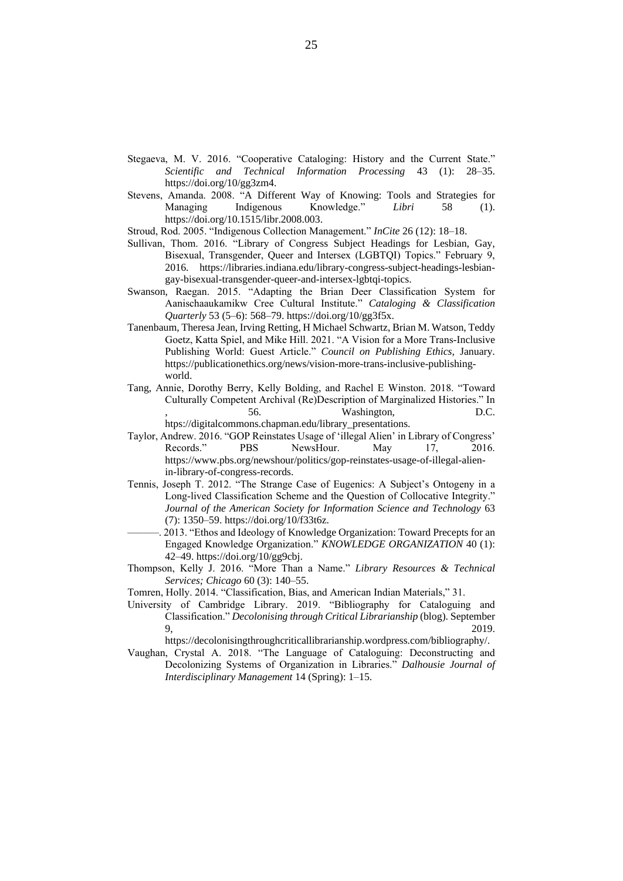Stegaeva, M. V. 2016. "Cooperative Cataloging: History and the Current State." *Scientific and Technical Information Processing* 43 (1): 28–35. https://doi.org/10/gg3zm4.

Stevens, Amanda. 2008. "A Different Way of Knowing: Tools and Strategies for Managing Indigenous Knowledge." *Libri* 58 (1). https://doi.org/10.1515/libr.2008.003.

Stroud, Rod. 2005. "Indigenous Collection Management." *InCite* 26 (12): 18–18.

Sullivan, Thom. 2016. "Library of Congress Subject Headings for Lesbian, Gay, Bisexual, Transgender, Queer and Intersex (LGBTQI) Topics." February 9, 2016. https://libraries.indiana.edu/library-congress-subject-headings-lesbian-gay-bisexual-transgender-queer-and-intersex-lgbtqi-topics.

Swanson, Raegan. 2015. "Adapting the Brian Deer Classification System for Aanischaaukamikw Cree Cultural Institute." *Cataloging & Classification Quarterly* 53 (5–6): 568–79. https://doi.org/10/gg3f5x.

Tanenbaum, Theresa Jean, Irving Retting, H Michael Schwartz, Brian M. Watson, Teddy Goetz, Katta Spiel, and Mike Hill. 2021. "A Vision for a More Trans-Inclusive Publishing World: Guest Article." *Council on Publishing Ethics*, January. https://publicationethics.org/news/vision-more-trans-inclusive-publishing-world.

Tang, Annie, Dorothy Berry, Kelly Bolding, and Rachel E Winston. 2018. "Toward Culturally Competent Archival (Re)Description of Marginalized Histories." In , 56. Washington, D.C. hhtps://digitalcommons.chapman.edu/library_presentations.

Taylor, Andrew. 2016. "GOP Reinstates Usage of 'illegal Alien' in Library of Congress' Records." PBS NewsHour. May 17, 2016. https://www.pbs.org/newshour/politics/gop-reinstates-usage-of-illegal-alien-in-library-of-congress-records.

Tennis, Joseph T. 2012. "The Strange Case of Eugenics: A Subject's Ontogeny in a Long-lived Classification Scheme and the Question of Collocative Integrity." *Journal of the American Society for Information Science and Technology* 63 (7): 1350–59. https://doi.org/10/f33t6z.

———. 2013. "Ethos and Ideology of Knowledge Organization: Toward Precepts for an Engaged Knowledge Organization." *KNOWLEDGE ORGANIZATION* 40 (1): 42–49. https://doi.org/10/gg9cbj.

Thompson, Kelly J. 2016. "More Than a Name." *Library Resources & Technical Services; Chicago* 60 (3): 140–55.

Tomren, Holly. 2014. "Classification, Bias, and American Indian Materials," 31.

University of Cambridge Library. 2019. "Bibliography for Cataloguing and Classification." *Decolonising through Critical Librarianship* (blog). September 9, 2019. https://decolonisingthroughcriticallibrarianship.wordpress.com/bibliography/.

Vaughan, Crystal A. 2018. "The Language of Cataloguing: Deconstructing and Decolonizing Systems of Organization in Libraries." *Dalhousie Journal of Interdisciplinary Management* 14 (Spring): 1–15.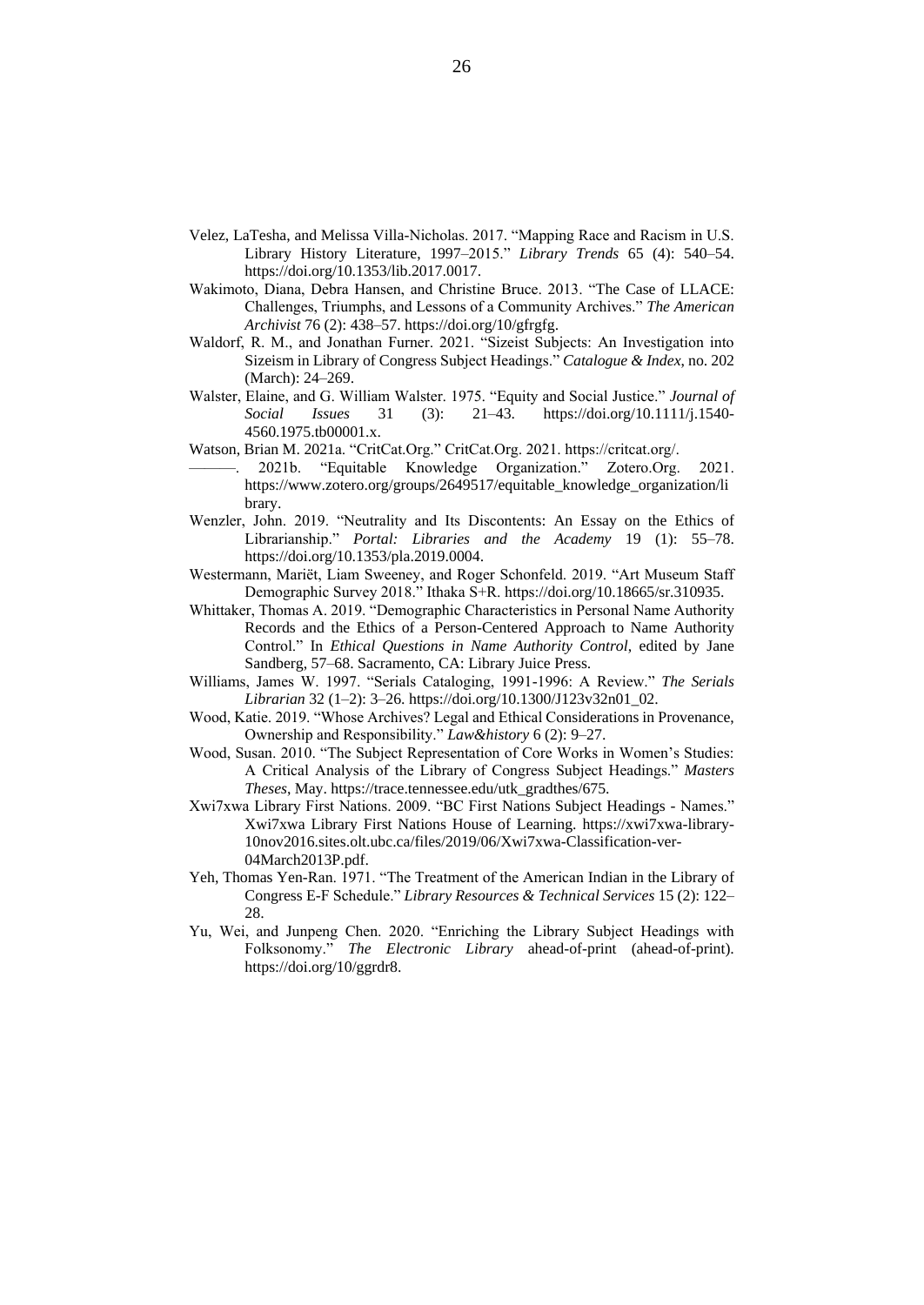Velez, LaTesha, and Melissa Villa-Nicholas. 2017. "Mapping Race and Racism in U.S. Library History Literature, 1997–2015." *Library Trends* 65 (4): 540–54. https://doi.org/10.1353/lib.2017.0017.

Wakimoto, Diana, Debra Hansen, and Christine Bruce. 2013. "The Case of LLACE: Challenges, Triumphs, and Lessons of a Community Archives." *The American Archivist* 76 (2): 438–57. https://doi.org/10/gfrgfg.

Waldorf, R. M., and Jonathan Furner. 2021. "Sizeist Subjects: An Investigation into Sizeism in Library of Congress Subject Headings." *Catalogue & Index*, no. 202 (March): 24–269.

Walster, Elaine, and G. William Walster. 1975. "Equity and Social Justice." *Journal of Social Issues* 31 (3): 21–43. https://doi.org/10.1111/j.1540-4560.1975.tb00001.x.

Watson, Brian M. 2021a. "CritCat.Org." CritCat.Org. 2021. https://critcat.org/.

———. 2021b. "Equitable Knowledge Organization." Zotero.Org. 2021. https://www.zotero.org/groups/2649517/equitable_knowledge_organization/library.

Wenzler, John. 2019. "Neutrality and Its Discontents: An Essay on the Ethics of Librarianship." *Portal: Libraries and the Academy* 19 (1): 55–78. https://doi.org/10.1353/pla.2019.0004.

Westermann, Mariët, Liam Sweeney, and Roger Schonfeld. 2019. "Art Museum Staff Demographic Survey 2018." Ithaka S+R. https://doi.org/10.18665/sr.310935.

Whittaker, Thomas A. 2019. "Demographic Characteristics in Personal Name Authority Records and the Ethics of a Person-Centered Approach to Name Authority Control." In *Ethical Questions in Name Authority Control*, edited by Jane Sandberg, 57–68. Sacramento, CA: Library Juice Press.

Williams, James W. 1997. "Serials Cataloging, 1991-1996: A Review." *The Serials Librarian* 32 (1–2): 3–26. https://doi.org/10.1300/J123v32n01_02.

Wood, Katie. 2019. "Whose Archives? Legal and Ethical Considerations in Provenance, Ownership and Responsibility." *Law&history* 6 (2): 9–27.

Wood, Susan. 2010. "The Subject Representation of Core Works in Women's Studies: A Critical Analysis of the Library of Congress Subject Headings." *Masters Theses*, May. https://trace.tennessee.edu/utk_gradthes/675.

Xwi7xwa Library First Nations. 2009. "BC First Nations Subject Headings - Names." Xwi7xwa Library First Nations House of Learning. https://xwi7xwa-library-10nov2016.sites.olt.ubc.ca/files/2019/06/Xwi7xwa-Classification-ver-04March2013P.pdf.

Yeh, Thomas Yen-Ran. 1971. "The Treatment of the American Indian in the Library of Congress E-F Schedule." *Library Resources & Technical Services* 15 (2): 122–28.

Yu, Wei, and Junpeng Chen. 2020. "Enriching the Library Subject Headings with Folksonomy." *The Electronic Library* ahead-of-print (ahead-of-print). https://doi.org/10/ggrdr8.